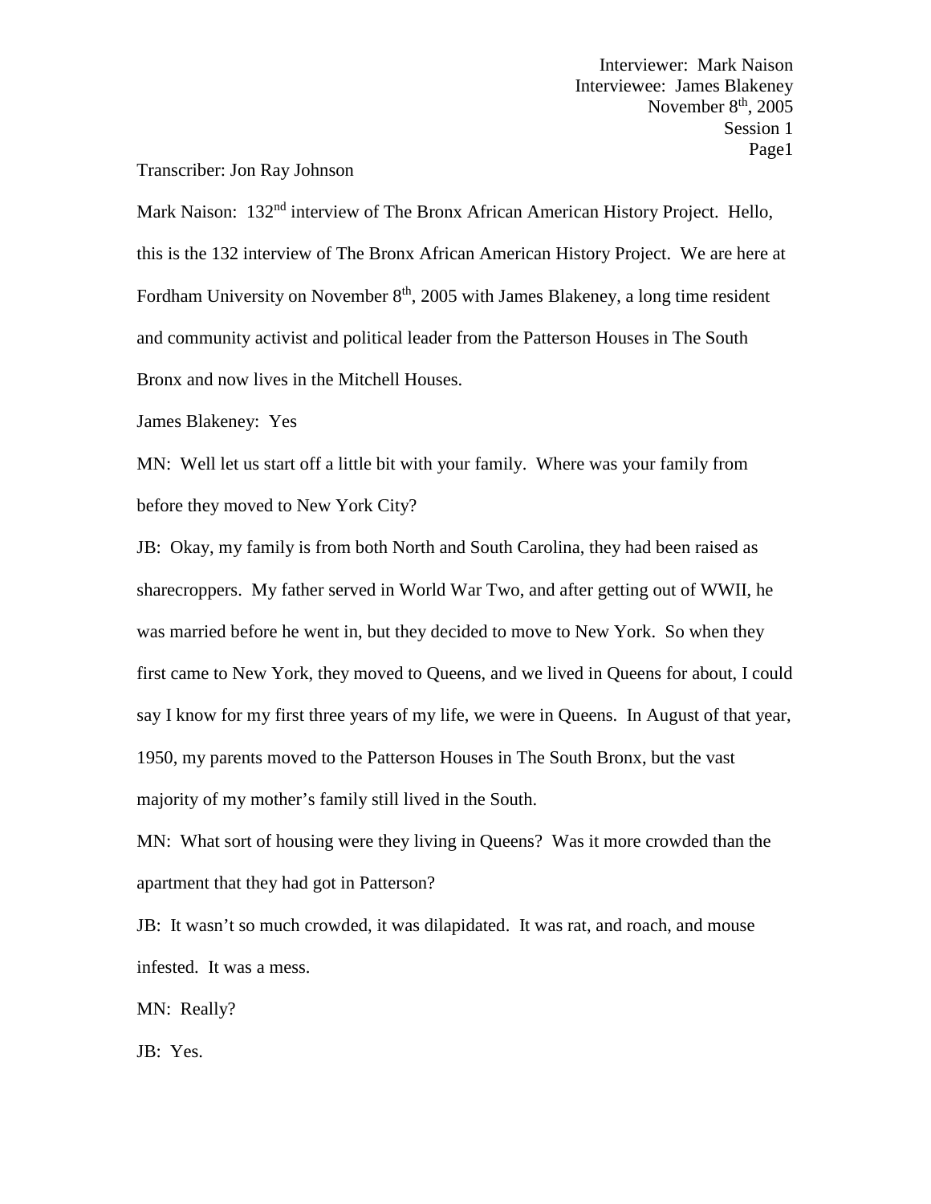Interviewer: Mark Naison
Interviewee: James Blakeney
November 8th, 2005
Session 1

Transcriber: Jon Ray Johnson

Mark Naison: 132nd interview of The Bronx African American History Project. Hello, this is the 132 interview of The Bronx African American History Project. We are here at Fordham University on November 8th, 2005 with James Blakeney, a long time resident and community activist and political leader from the Patterson Houses in The South Bronx and now lives in the Mitchell Houses.

James Blakeney: Yes

MN: Well let us start off a little bit with your family. Where was your family from before they moved to New York City?

JB: Okay, my family is from both North and South Carolina, they had been raised as sharecroppers. My father served in World War Two, and after getting out of WWII, he was married before he went in, but they decided to move to New York. So when they first came to New York, they moved to Queens, and we lived in Queens for about, I could say I know for my first three years of my life, we were in Queens. In August of that year, 1950, my parents moved to the Patterson Houses in The South Bronx, but the vast majority of my mother's family still lived in the South.

MN: What sort of housing were they living in Queens? Was it more crowded than the apartment that they had got in Patterson?

JB: It wasn't so much crowded, it was dilapidated. It was rat, and roach, and mouse infested. It was a mess.

MN: Really?

JB: Yes.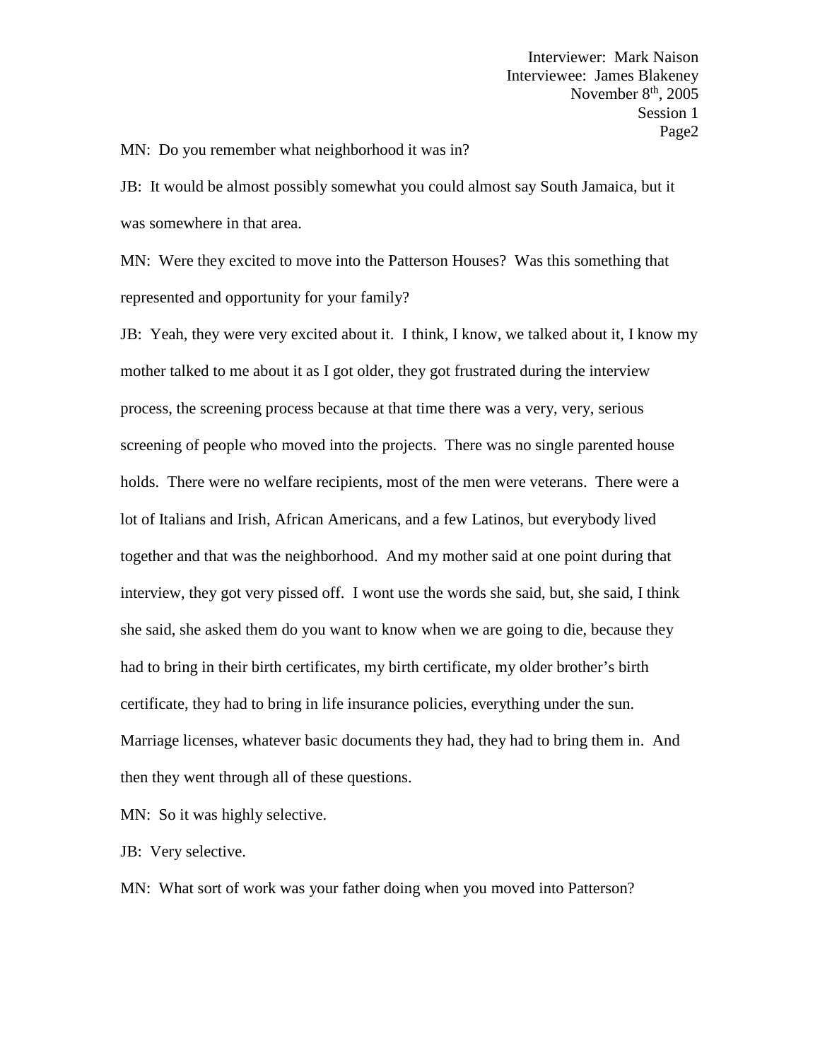MN: Do you remember what neighborhood it was in?

JB: It would be almost possibly somewhat you could almost say South Jamaica, but it was somewhere in that area.

MN: Were they excited to move into the Patterson Houses? Was this something that represented and opportunity for your family?

JB: Yeah, they were very excited about it. I think, I know, we talked about it, I know my mother talked to me about it as I got older, they got frustrated during the interview process, the screening process because at that time there was a very, very, serious screening of people who moved into the projects. There was no single parented house holds. There were no welfare recipients, most of the men were veterans. There were a lot of Italians and Irish, African Americans, and a few Latinos, but everybody lived together and that was the neighborhood. And my mother said at one point during that interview, they got very pissed off. I wont use the words she said, but, she said, I think she said, she asked them do you want to know when we are going to die, because they had to bring in their birth certificates, my birth certificate, my older brother's birth certificate, they had to bring in life insurance policies, everything under the sun. Marriage licenses, whatever basic documents they had, they had to bring them in. And then they went through all of these questions.

MN: So it was highly selective.

JB: Very selective.

MN: What sort of work was your father doing when you moved into Patterson?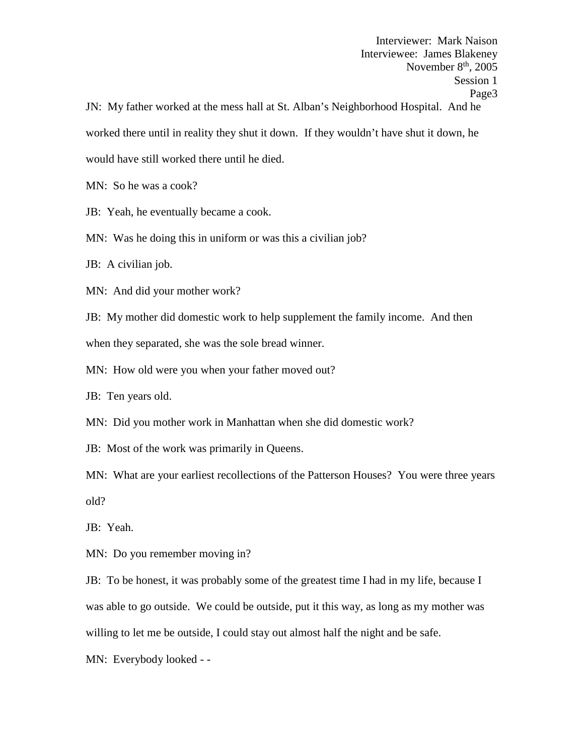JN: My father worked at the mess hall at St. Alban's Neighborhood Hospital. And he worked there until in reality they shut it down. If they wouldn't have shut it down, he would have still worked there until he died.

MN: So he was a cook?

JB: Yeah, he eventually became a cook.

MN: Was he doing this in uniform or was this a civilian job?

JB: A civilian job.

MN: And did your mother work?

JB: My mother did domestic work to help supplement the family income. And then when they separated, she was the sole bread winner.

MN: How old were you when your father moved out?

JB: Ten years old.

MN: Did you mother work in Manhattan when she did domestic work?

JB: Most of the work was primarily in Queens.

MN: What are your earliest recollections of the Patterson Houses? You were three years old?

JB: Yeah.

MN: Do you remember moving in?

JB: To be honest, it was probably some of the greatest time I had in my life, because I was able to go outside. We could be outside, put it this way, as long as my mother was willing to let me be outside, I could stay out almost half the night and be safe.

MN: Everybody looked - -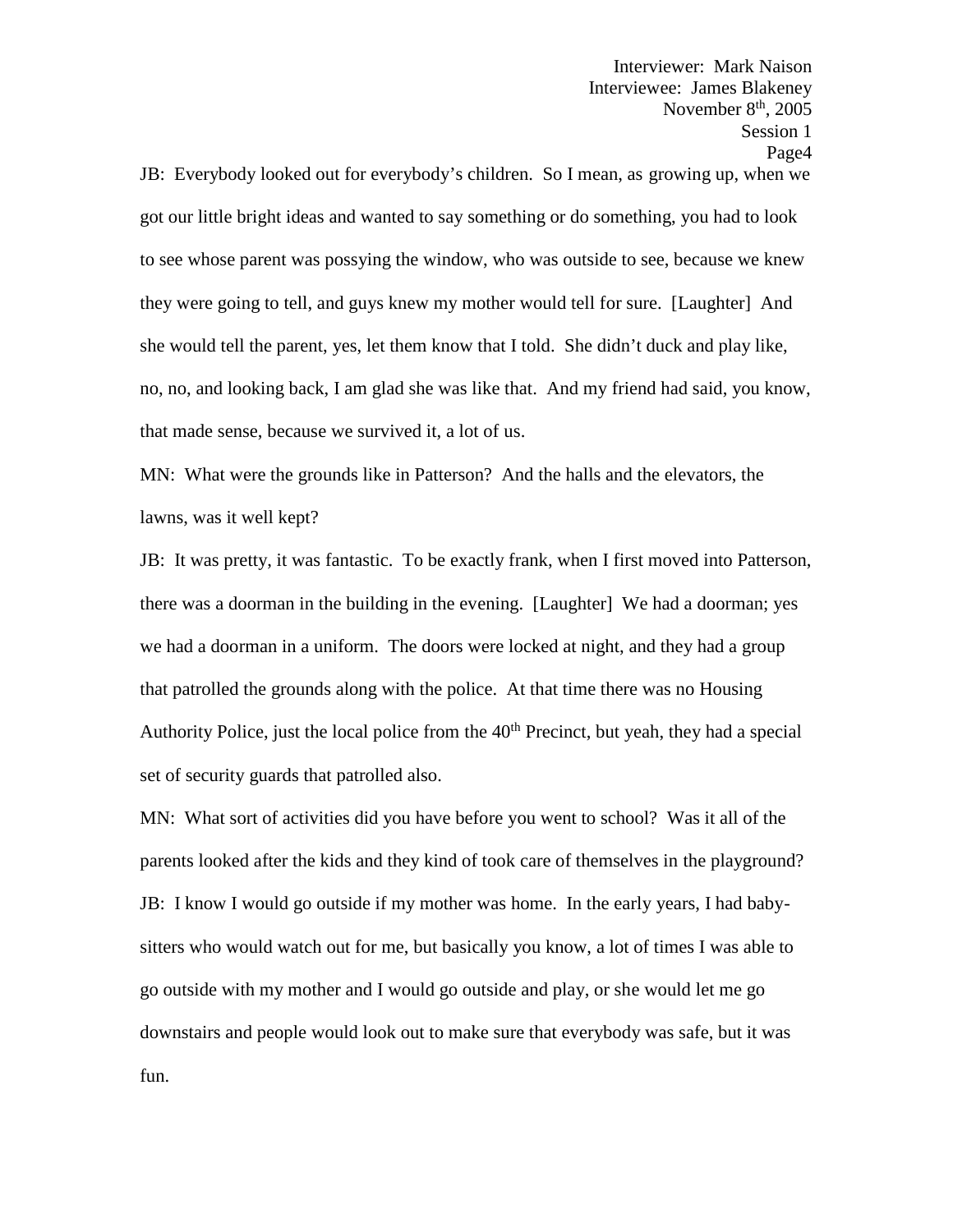JB: Everybody looked out for everybody's children. So I mean, as growing up, when we got our little bright ideas and wanted to say something or do something, you had to look to see whose parent was possying the window, who was outside to see, because we knew they were going to tell, and guys knew my mother would tell for sure. [Laughter] And she would tell the parent, yes, let them know that I told. She didn't duck and play like, no, no, and looking back, I am glad she was like that. And my friend had said, you know, that made sense, because we survived it, a lot of us.

MN: What were the grounds like in Patterson? And the halls and the elevators, the lawns, was it well kept?

JB: It was pretty, it was fantastic. To be exactly frank, when I first moved into Patterson, there was a doorman in the building in the evening. [Laughter] We had a doorman; yes we had a doorman in a uniform. The doors were locked at night, and they had a group that patrolled the grounds along with the police. At that time there was no Housing Authority Police, just the local police from the 40th Precinct, but yeah, they had a special set of security guards that patrolled also.

MN: What sort of activities did you have before you went to school? Was it all of the parents looked after the kids and they kind of took care of themselves in the playground?

JB: I know I would go outside if my mother was home. In the early years, I had baby-sitters who would watch out for me, but basically you know, a lot of times I was able to go outside with my mother and I would go outside and play, or she would let me go downstairs and people would look out to make sure that everybody was safe, but it was fun.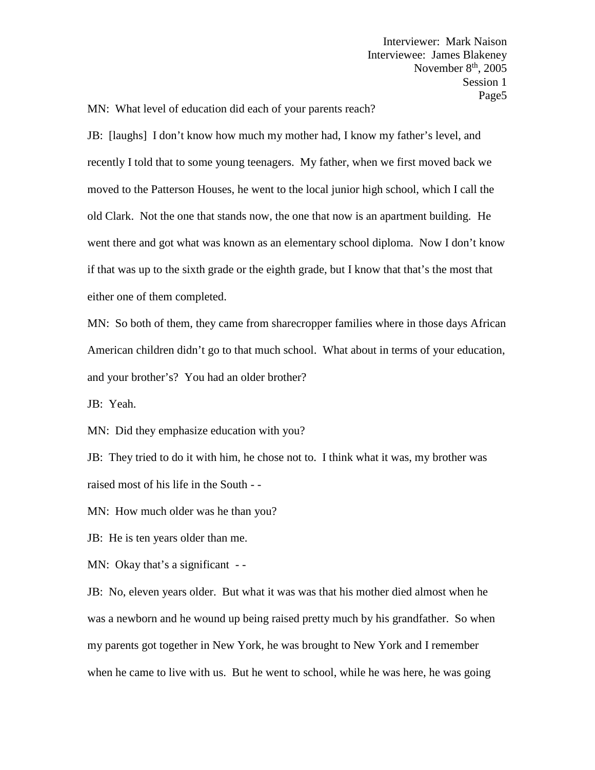MN: What level of education did each of your parents reach?

JB: [laughs] I don't know how much my mother had, I know my father's level, and recently I told that to some young teenagers. My father, when we first moved back we moved to the Patterson Houses, he went to the local junior high school, which I call the old Clark. Not the one that stands now, the one that now is an apartment building. He went there and got what was known as an elementary school diploma. Now I don't know if that was up to the sixth grade or the eighth grade, but I know that that's the most that either one of them completed.

MN: So both of them, they came from sharecropper families where in those days African American children didn't go to that much school. What about in terms of your education, and your brother's? You had an older brother?

JB: Yeah.

MN: Did they emphasize education with you?

JB: They tried to do it with him, he chose not to. I think what it was, my brother was raised most of his life in the South - -

MN: How much older was he than you?

JB: He is ten years older than me.

MN: Okay that's a significant - -

JB: No, eleven years older. But what it was was that his mother died almost when he was a newborn and he wound up being raised pretty much by his grandfather. So when my parents got together in New York, he was brought to New York and I remember when he came to live with us. But he went to school, while he was here, he was going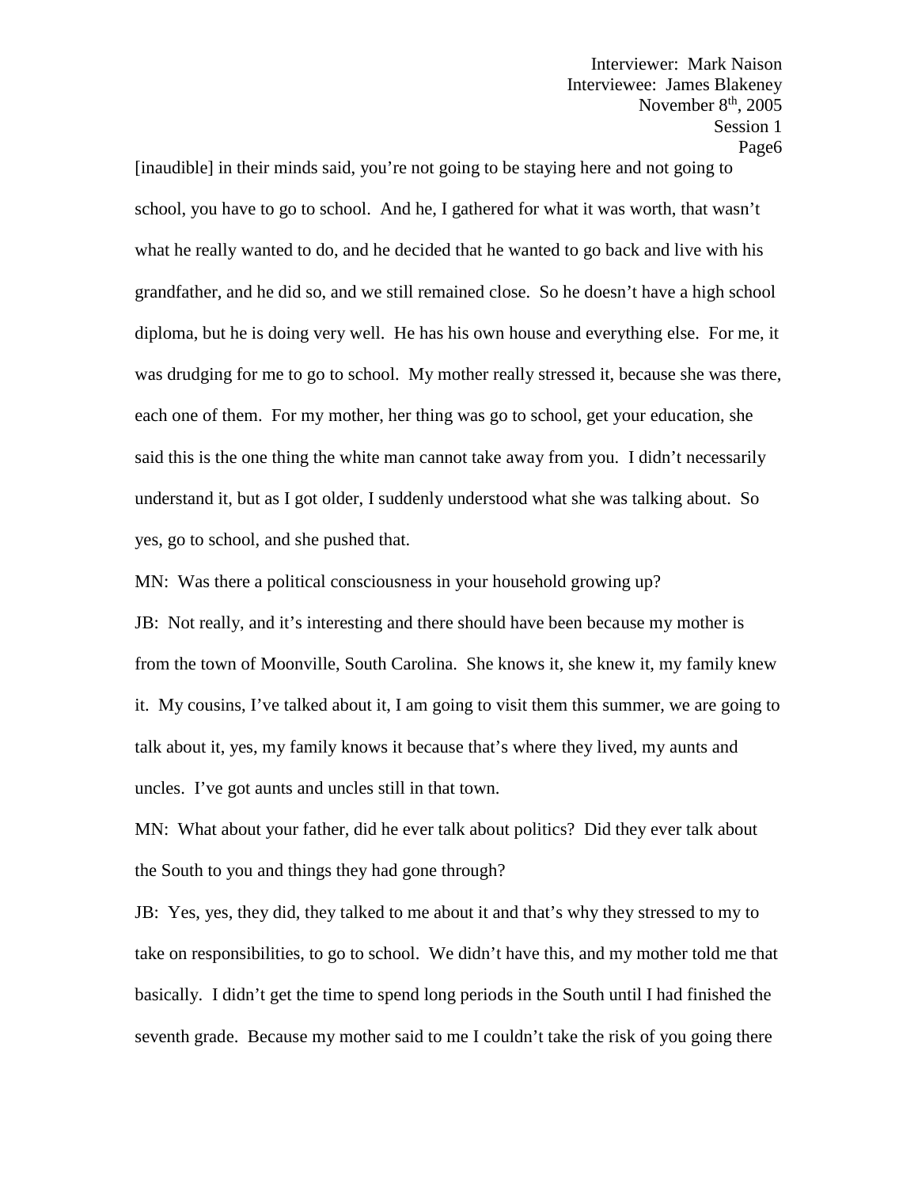[inaudible] in their minds said, you're not going to be staying here and not going to school, you have to go to school. And he, I gathered for what it was worth, that wasn't what he really wanted to do, and he decided that he wanted to go back and live with his grandfather, and he did so, and we still remained close. So he doesn't have a high school diploma, but he is doing very well. He has his own house and everything else. For me, it was drudging for me to go to school. My mother really stressed it, because she was there, each one of them. For my mother, her thing was go to school, get your education, she said this is the one thing the white man cannot take away from you. I didn't necessarily understand it, but as I got older, I suddenly understood what she was talking about. So yes, go to school, and she pushed that.

MN: Was there a political consciousness in your household growing up?

JB: Not really, and it's interesting and there should have been because my mother is from the town of Moonville, South Carolina. She knows it, she knew it, my family knew it. My cousins, I've talked about it, I am going to visit them this summer, we are going to talk about it, yes, my family knows it because that's where they lived, my aunts and uncles. I've got aunts and uncles still in that town.

MN: What about your father, did he ever talk about politics? Did they ever talk about the South to you and things they had gone through?

JB: Yes, yes, they did, they talked to me about it and that's why they stressed to my to take on responsibilities, to go to school. We didn't have this, and my mother told me that basically. I didn't get the time to spend long periods in the South until I had finished the seventh grade. Because my mother said to me I couldn't take the risk of you going there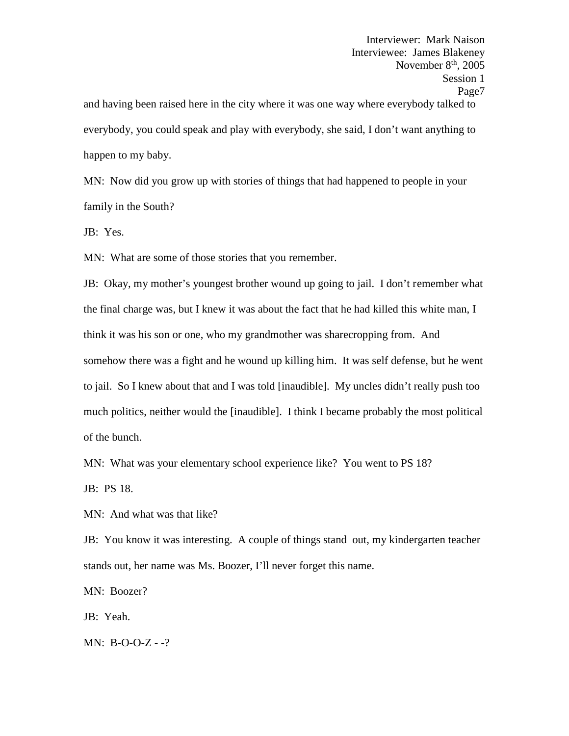and having been raised here in the city where it was one way where everybody talked to everybody, you could speak and play with everybody, she said, I don't want anything to happen to my baby.

MN: Now did you grow up with stories of things that had happened to people in your family in the South?

JB: Yes.

MN: What are some of those stories that you remember.

JB: Okay, my mother's youngest brother wound up going to jail. I don't remember what the final charge was, but I knew it was about the fact that he had killed this white man, I think it was his son or one, who my grandmother was sharecropping from. And somehow there was a fight and he wound up killing him. It was self defense, but he went to jail. So I knew about that and I was told [inaudible]. My uncles didn't really push too much politics, neither would the [inaudible]. I think I became probably the most political of the bunch.

MN: What was your elementary school experience like? You went to PS 18?

JB: PS 18.

MN: And what was that like?

JB: You know it was interesting. A couple of things stand out, my kindergarten teacher stands out, her name was Ms. Boozer, I'll never forget this name.

MN: Boozer?

JB: Yeah.

MN: B-O-O-Z - -?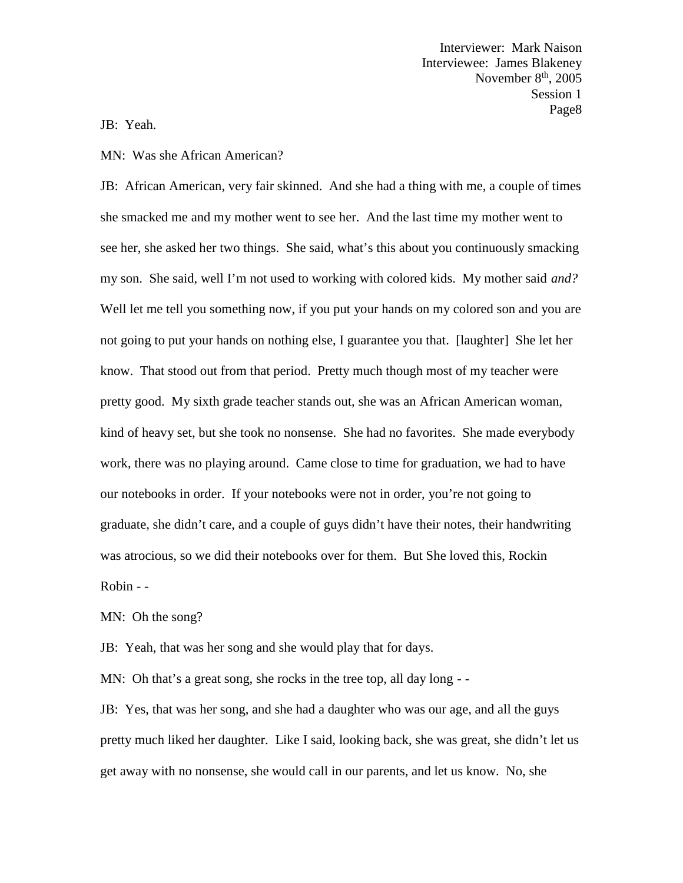JB: Yeah.

MN: Was she African American?

JB: African American, very fair skinned. And she had a thing with me, a couple of times she smacked me and my mother went to see her. And the last time my mother went to see her, she asked her two things. She said, what's this about you continuously smacking my son. She said, well I'm not used to working with colored kids. My mother said *and?* Well let me tell you something now, if you put your hands on my colored son and you are not going to put your hands on nothing else, I guarantee you that. [laughter] She let her know. That stood out from that period. Pretty much though most of my teacher were pretty good. My sixth grade teacher stands out, she was an African American woman, kind of heavy set, but she took no nonsense. She had no favorites. She made everybody work, there was no playing around. Came close to time for graduation, we had to have our notebooks in order. If your notebooks were not in order, you're not going to graduate, she didn't care, and a couple of guys didn't have their notes, their handwriting was atrocious, so we did their notebooks over for them. But She loved this, Rockin Robin - -

MN: Oh the song?

JB: Yeah, that was her song and she would play that for days.

MN: Oh that's a great song, she rocks in the tree top, all day long - -

JB: Yes, that was her song, and she had a daughter who was our age, and all the guys pretty much liked her daughter. Like I said, looking back, she was great, she didn't let us get away with no nonsense, she would call in our parents, and let us know. No, she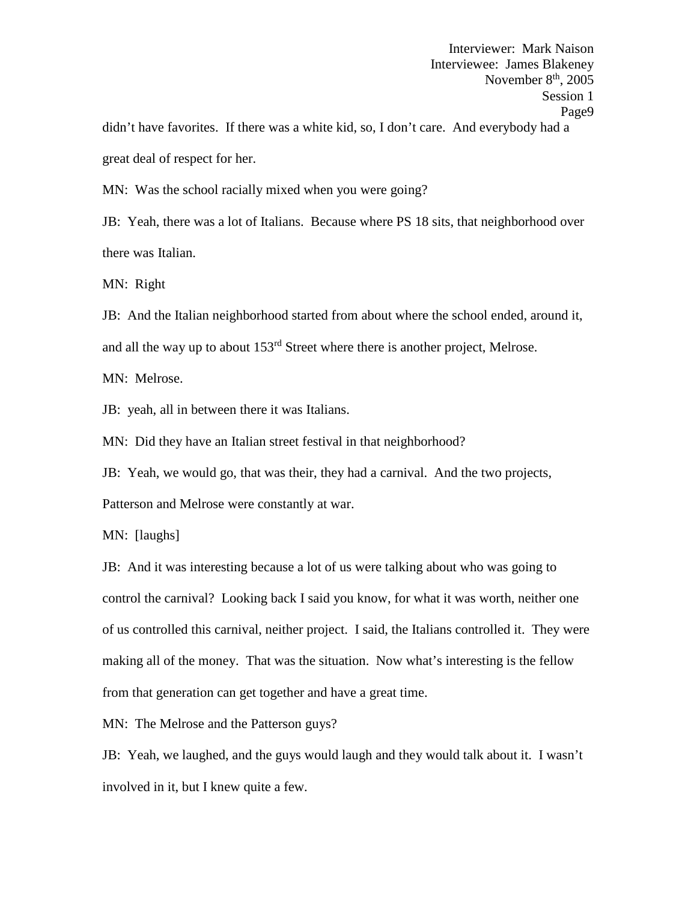didn't have favorites. If there was a white kid, so, I don't care. And everybody had a great deal of respect for her.

MN: Was the school racially mixed when you were going?

JB: Yeah, there was a lot of Italians. Because where PS 18 sits, that neighborhood over there was Italian.

MN: Right

JB: And the Italian neighborhood started from about where the school ended, around it, and all the way up to about 153rd Street where there is another project, Melrose.

MN: Melrose.

JB: yeah, all in between there it was Italians.

MN: Did they have an Italian street festival in that neighborhood?

JB: Yeah, we would go, that was their, they had a carnival. And the two projects, Patterson and Melrose were constantly at war.

MN: [laughs]

JB: And it was interesting because a lot of us were talking about who was going to control the carnival? Looking back I said you know, for what it was worth, neither one of us controlled this carnival, neither project. I said, the Italians controlled it. They were making all of the money. That was the situation. Now what's interesting is the fellow from that generation can get together and have a great time.

MN: The Melrose and the Patterson guys?

JB: Yeah, we laughed, and the guys would laugh and they would talk about it. I wasn't involved in it, but I knew quite a few.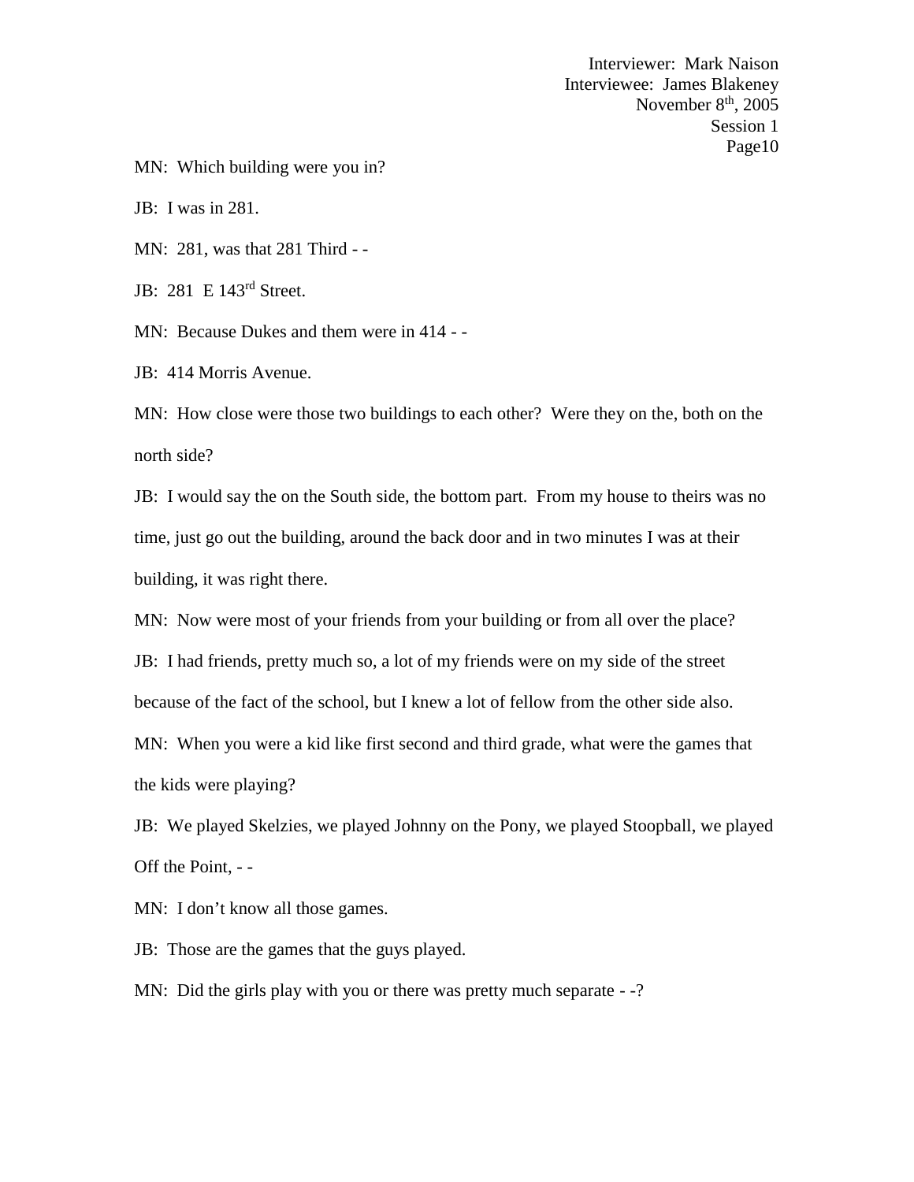MN: Which building were you in?

JB: I was in 281.

MN: 281, was that 281 Third - -

JB: 281 E 143rd Street.

MN: Because Dukes and them were in 414 - -

JB: 414 Morris Avenue.

MN: How close were those two buildings to each other? Were they on the, both on the north side?

JB: I would say the on the South side, the bottom part. From my house to theirs was no time, just go out the building, around the back door and in two minutes I was at their building, it was right there.

MN: Now were most of your friends from your building or from all over the place?

JB: I had friends, pretty much so, a lot of my friends were on my side of the street because of the fact of the school, but I knew a lot of fellow from the other side also.

MN: When you were a kid like first second and third grade, what were the games that the kids were playing?

JB: We played Skelzies, we played Johnny on the Pony, we played Stoopball, we played Off the Point, - -

MN: I don't know all those games.

JB: Those are the games that the guys played.

MN: Did the girls play with you or there was pretty much separate - -?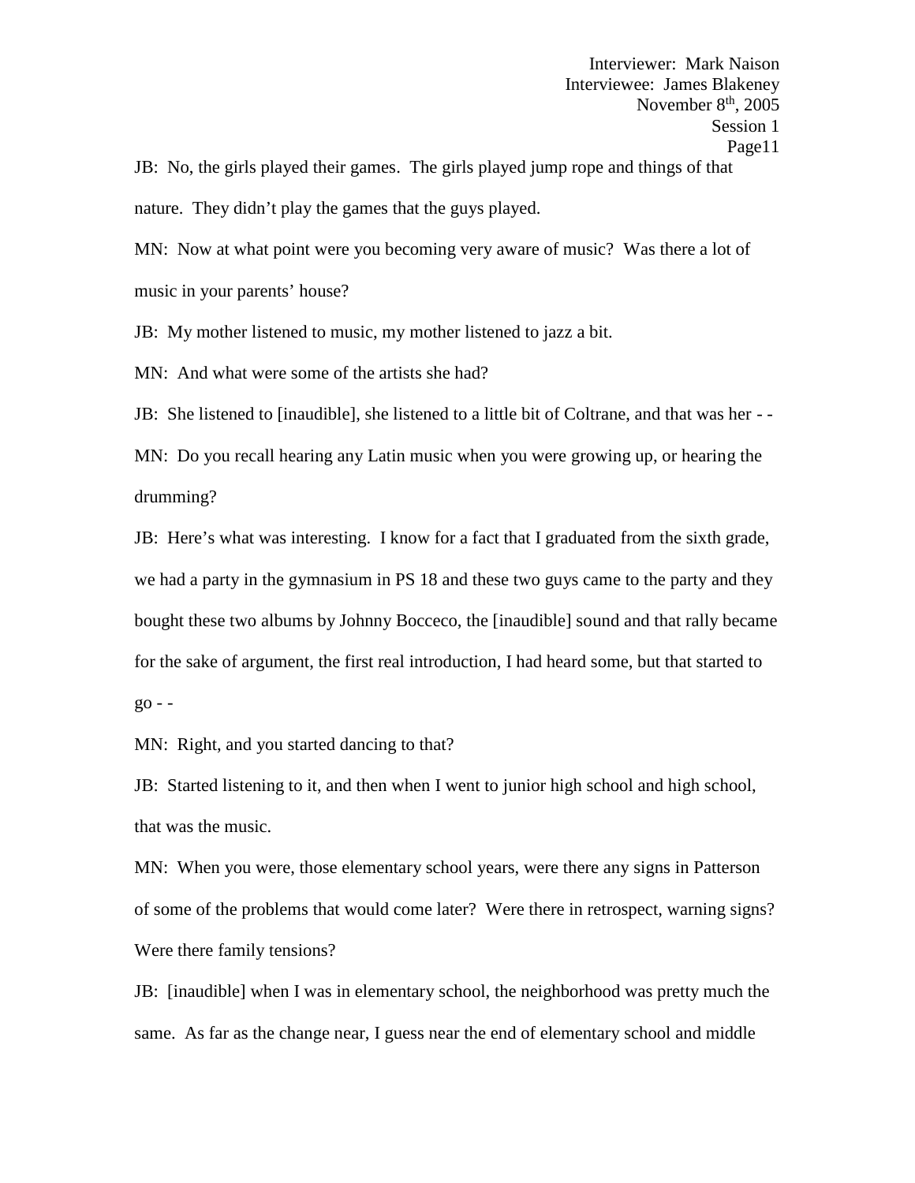JB: No, the girls played their games. The girls played jump rope and things of that nature. They didn't play the games that the guys played.

MN: Now at what point were you becoming very aware of music? Was there a lot of music in your parents' house?

JB: My mother listened to music, my mother listened to jazz a bit.

MN: And what were some of the artists she had?

JB: She listened to [inaudible], she listened to a little bit of Coltrane, and that was her - -

MN: Do you recall hearing any Latin music when you were growing up, or hearing the drumming?

JB: Here's what was interesting. I know for a fact that I graduated from the sixth grade, we had a party in the gymnasium in PS 18 and these two guys came to the party and they bought these two albums by Johnny Bocceco, the [inaudible] sound and that rally became for the sake of argument, the first real introduction, I had heard some, but that started to go - -

MN: Right, and you started dancing to that?

JB: Started listening to it, and then when I went to junior high school and high school, that was the music.

MN: When you were, those elementary school years, were there any signs in Patterson of some of the problems that would come later? Were there in retrospect, warning signs? Were there family tensions?

JB: [inaudible] when I was in elementary school, the neighborhood was pretty much the same. As far as the change near, I guess near the end of elementary school and middle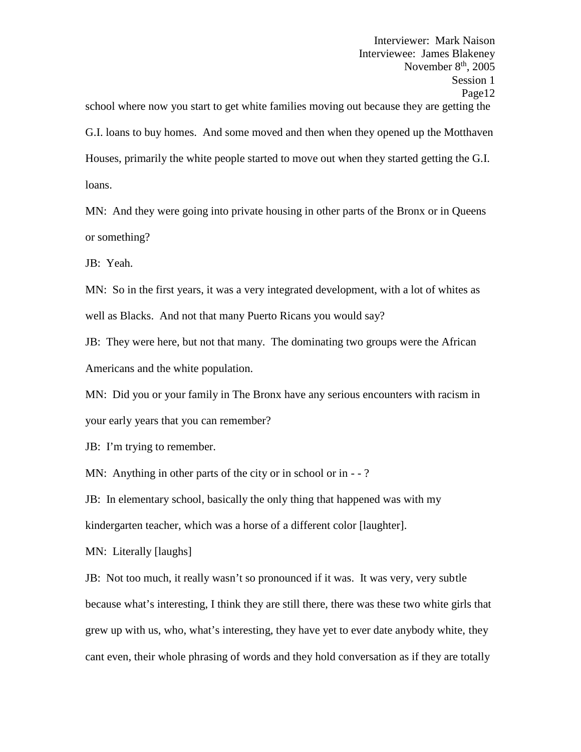school where now you start to get white families moving out because they are getting the G.I. loans to buy homes. And some moved and then when they opened up the Motthaven Houses, primarily the white people started to move out when they started getting the G.I. loans.

MN: And they were going into private housing in other parts of the Bronx or in Queens or something?

JB: Yeah.

MN: So in the first years, it was a very integrated development, with a lot of whites as well as Blacks. And not that many Puerto Ricans you would say?

JB: They were here, but not that many. The dominating two groups were the African Americans and the white population.

MN: Did you or your family in The Bronx have any serious encounters with racism in your early years that you can remember?

JB: I'm trying to remember.

MN: Anything in other parts of the city or in school or in - - ?

JB: In elementary school, basically the only thing that happened was with my kindergarten teacher, which was a horse of a different color [laughter].

MN: Literally [laughs]

JB: Not too much, it really wasn't so pronounced if it was. It was very, very subtle because what's interesting, I think they are still there, there was these two white girls that grew up with us, who, what's interesting, they have yet to ever date anybody white, they cant even, their whole phrasing of words and they hold conversation as if they are totally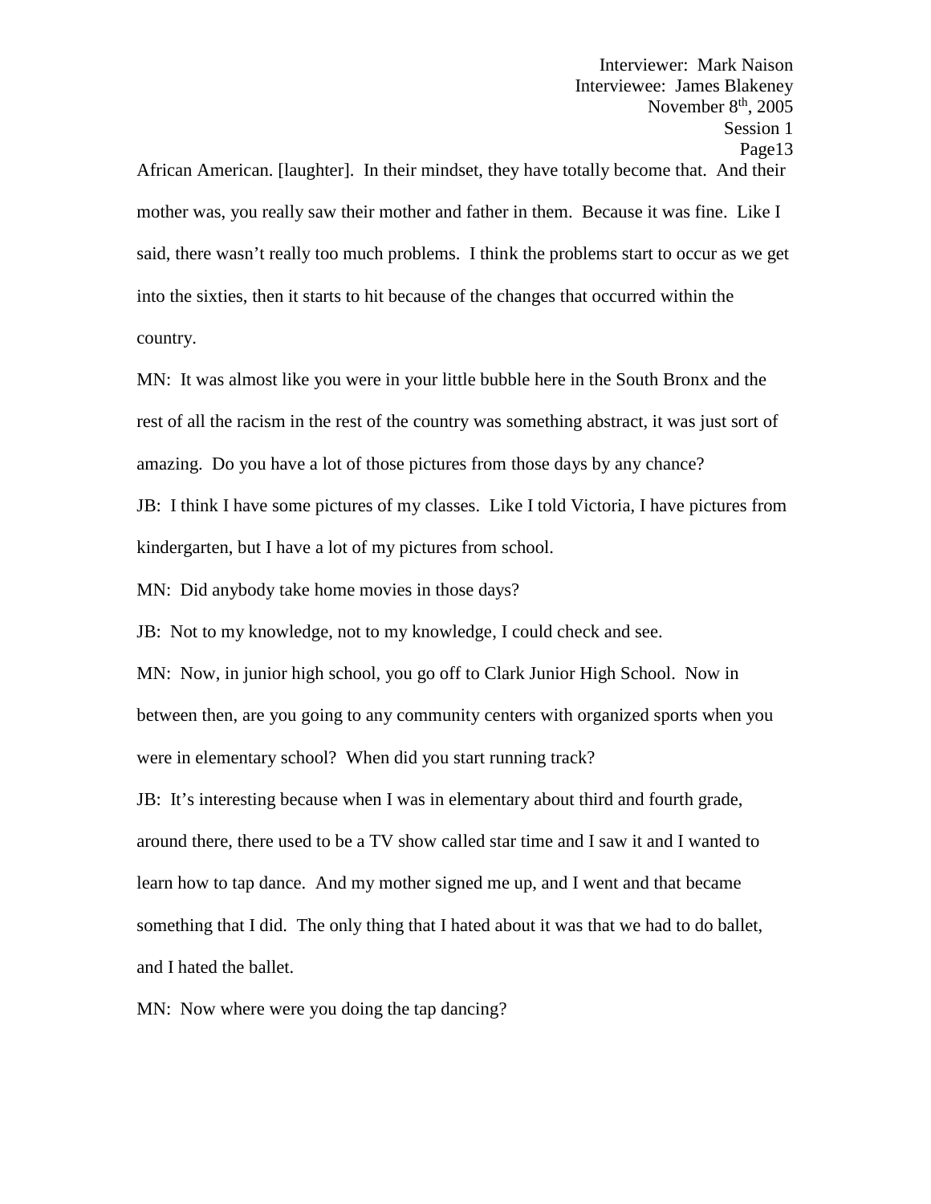African American. [laughter]. In their mindset, they have totally become that. And their mother was, you really saw their mother and father in them. Because it was fine. Like I said, there wasn't really too much problems. I think the problems start to occur as we get into the sixties, then it starts to hit because of the changes that occurred within the country.

MN: It was almost like you were in your little bubble here in the South Bronx and the rest of all the racism in the rest of the country was something abstract, it was just sort of amazing. Do you have a lot of those pictures from those days by any chance?

JB: I think I have some pictures of my classes. Like I told Victoria, I have pictures from kindergarten, but I have a lot of my pictures from school.

MN: Did anybody take home movies in those days?

JB: Not to my knowledge, not to my knowledge, I could check and see.

MN: Now, in junior high school, you go off to Clark Junior High School. Now in between then, are you going to any community centers with organized sports when you were in elementary school? When did you start running track?

JB: It's interesting because when I was in elementary about third and fourth grade, around there, there used to be a TV show called star time and I saw it and I wanted to learn how to tap dance. And my mother signed me up, and I went and that became something that I did. The only thing that I hated about it was that we had to do ballet, and I hated the ballet.

MN: Now where were you doing the tap dancing?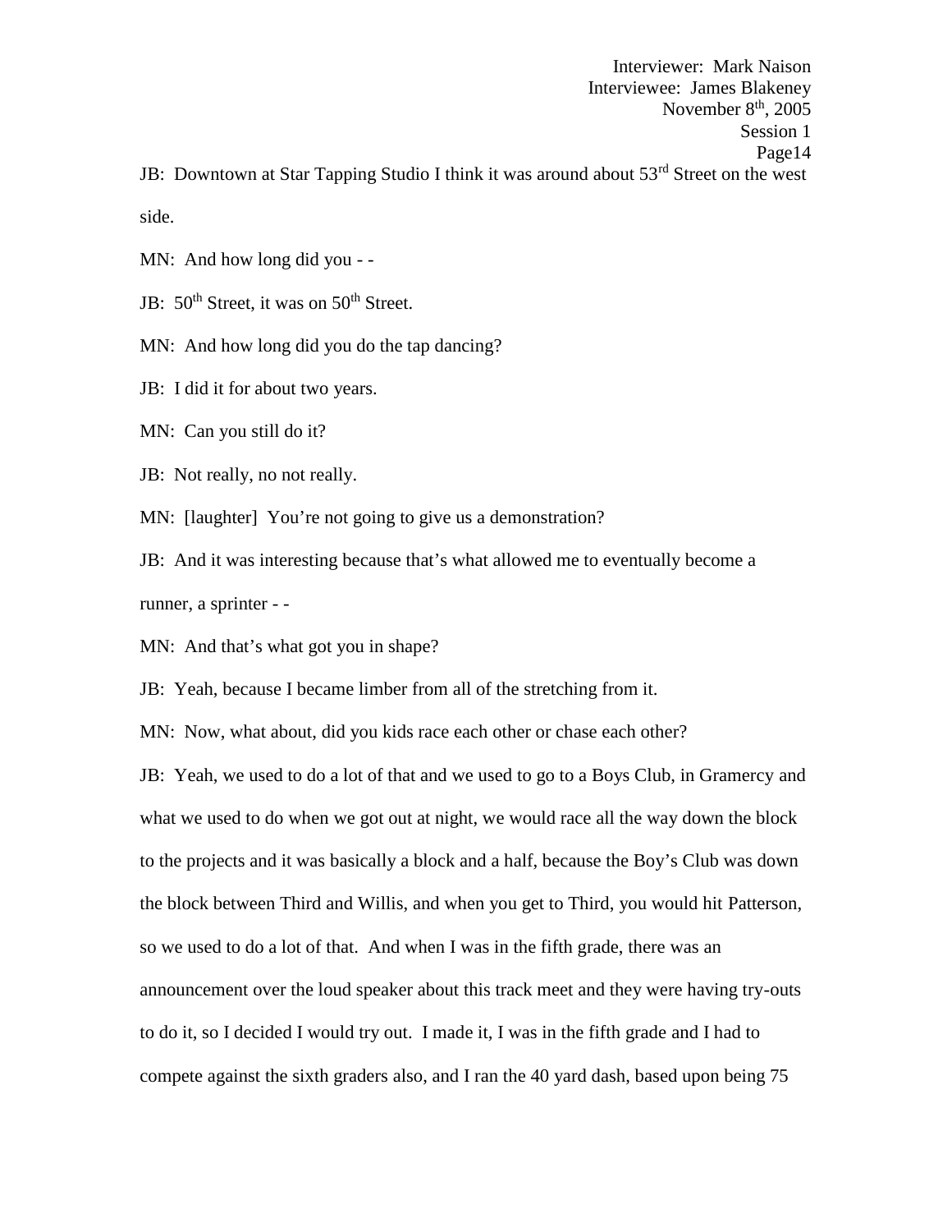JB: Downtown at Star Tapping Studio I think it was around about 53rd Street on the west side.

MN: And how long did you - -

JB: 50th Street, it was on 50th Street.

MN: And how long did you do the tap dancing?

JB: I did it for about two years.

MN: Can you still do it?

JB: Not really, no not really.

MN: [laughter] You're not going to give us a demonstration?

JB: And it was interesting because that's what allowed me to eventually become a runner, a sprinter - -

MN: And that's what got you in shape?

JB: Yeah, because I became limber from all of the stretching from it.

MN: Now, what about, did you kids race each other or chase each other?

JB: Yeah, we used to do a lot of that and we used to go to a Boys Club, in Gramercy and what we used to do when we got out at night, we would race all the way down the block to the projects and it was basically a block and a half, because the Boy's Club was down the block between Third and Willis, and when you get to Third, you would hit Patterson, so we used to do a lot of that. And when I was in the fifth grade, there was an announcement over the loud speaker about this track meet and they were having try-outs to do it, so I decided I would try out. I made it, I was in the fifth grade and I had to compete against the sixth graders also, and I ran the 40 yard dash, based upon being 75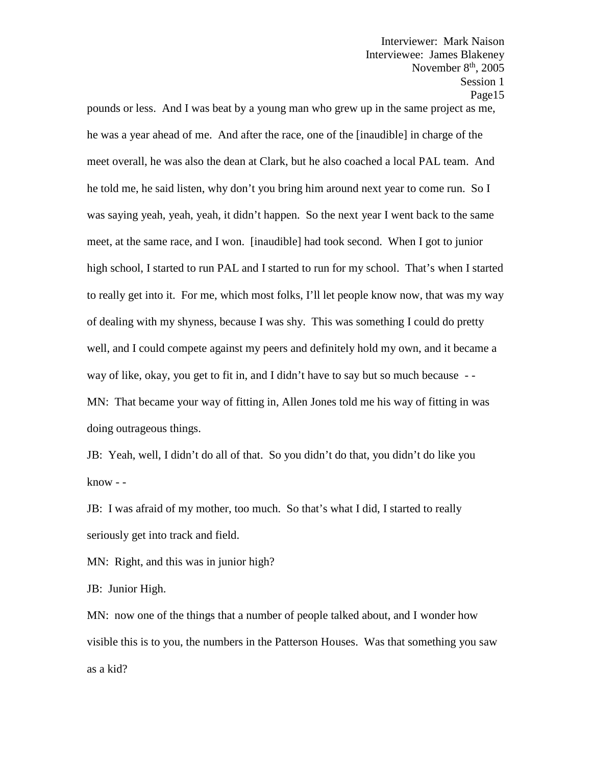pounds or less. And I was beat by a young man who grew up in the same project as me, he was a year ahead of me. And after the race, one of the [inaudible] in charge of the meet overall, he was also the dean at Clark, but he also coached a local PAL team. And he told me, he said listen, why don't you bring him around next year to come run. So I was saying yeah, yeah, yeah, it didn't happen. So the next year I went back to the same meet, at the same race, and I won. [inaudible] had took second. When I got to junior high school, I started to run PAL and I started to run for my school. That's when I started to really get into it. For me, which most folks, I'll let people know now, that was my way of dealing with my shyness, because I was shy. This was something I could do pretty well, and I could compete against my peers and definitely hold my own, and it became a way of like, okay, you get to fit in, and I didn't have to say but so much because - -

MN: That became your way of fitting in, Allen Jones told me his way of fitting in was doing outrageous things.

JB: Yeah, well, I didn't do all of that. So you didn't do that, you didn't do like you know - -

JB: I was afraid of my mother, too much. So that's what I did, I started to really seriously get into track and field.

MN: Right, and this was in junior high?

JB: Junior High.

MN: now one of the things that a number of people talked about, and I wonder how visible this is to you, the numbers in the Patterson Houses. Was that something you saw as a kid?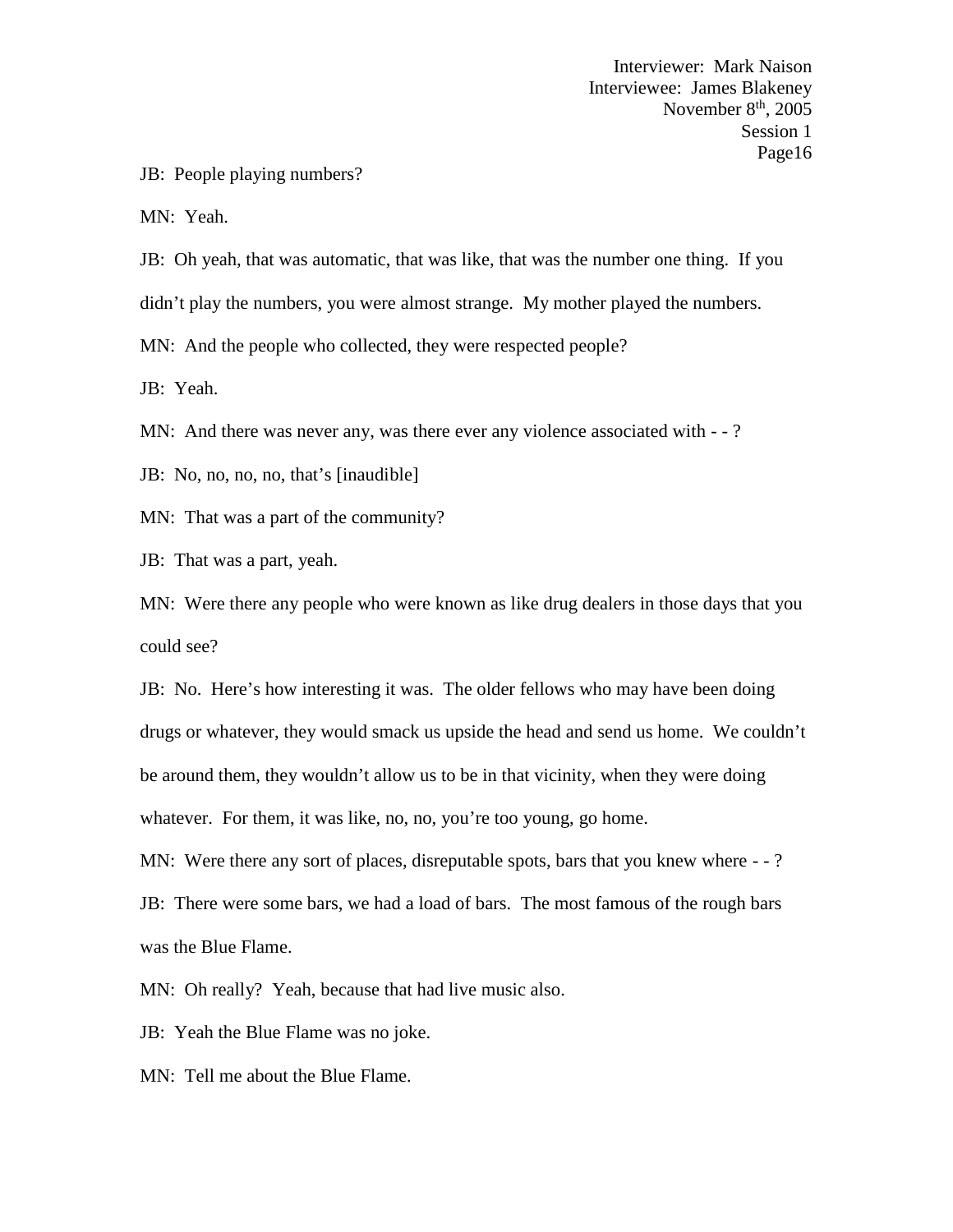JB: People playing numbers?

MN: Yeah.

JB: Oh yeah, that was automatic, that was like, that was the number one thing. If you didn't play the numbers, you were almost strange. My mother played the numbers.

MN: And the people who collected, they were respected people?

JB: Yeah.

MN: And there was never any, was there ever any violence associated with - - ?

JB: No, no, no, no, that's [inaudible]

MN: That was a part of the community?

JB: That was a part, yeah.

MN: Were there any people who were known as like drug dealers in those days that you could see?

JB: No. Here's how interesting it was. The older fellows who may have been doing drugs or whatever, they would smack us upside the head and send us home. We couldn't be around them, they wouldn't allow us to be in that vicinity, when they were doing whatever. For them, it was like, no, no, you're too young, go home.

MN: Were there any sort of places, disreputable spots, bars that you knew where - - ?

JB: There were some bars, we had a load of bars. The most famous of the rough bars was the Blue Flame.

MN: Oh really? Yeah, because that had live music also.

JB: Yeah the Blue Flame was no joke.

MN: Tell me about the Blue Flame.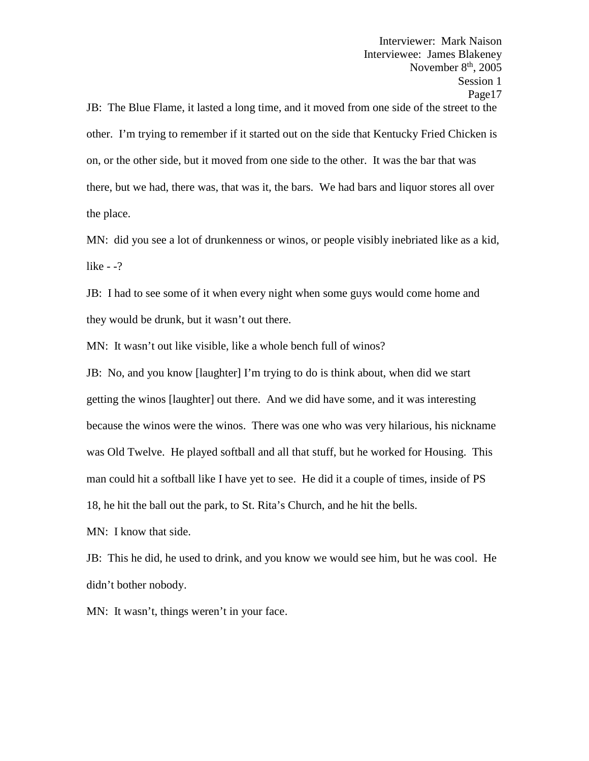JB: The Blue Flame, it lasted a long time, and it moved from one side of the street to the other. I'm trying to remember if it started out on the side that Kentucky Fried Chicken is on, or the other side, but it moved from one side to the other. It was the bar that was there, but we had, there was, that was it, the bars. We had bars and liquor stores all over the place.

MN: did you see a lot of drunkenness or winos, or people visibly inebriated like as a kid, like - -?

JB: I had to see some of it when every night when some guys would come home and they would be drunk, but it wasn't out there.

MN: It wasn't out like visible, like a whole bench full of winos?

JB: No, and you know [laughter] I'm trying to do is think about, when did we start getting the winos [laughter] out there. And we did have some, and it was interesting because the winos were the winos. There was one who was very hilarious, his nickname was Old Twelve. He played softball and all that stuff, but he worked for Housing. This man could hit a softball like I have yet to see. He did it a couple of times, inside of PS 18, he hit the ball out the park, to St. Rita's Church, and he hit the bells.

MN: I know that side.

JB: This he did, he used to drink, and you know we would see him, but he was cool. He didn't bother nobody.

MN: It wasn't, things weren't in your face.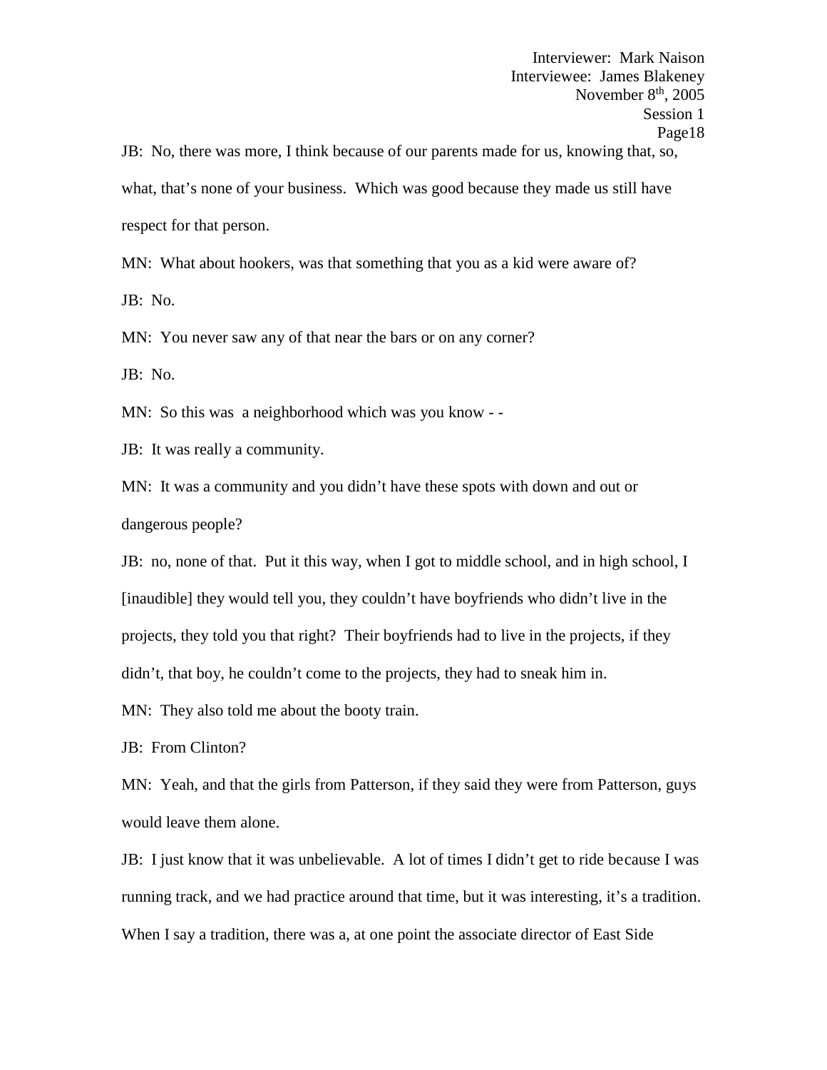JB: No, there was more, I think because of our parents made for us, knowing that, so, what, that's none of your business. Which was good because they made us still have respect for that person.

MN: What about hookers, was that something that you as a kid were aware of?

JB: No.

MN: You never saw any of that near the bars or on any corner?

JB: No.

MN: So this was a neighborhood which was you know - -

JB: It was really a community.

MN: It was a community and you didn't have these spots with down and out or dangerous people?

JB: no, none of that. Put it this way, when I got to middle school, and in high school, I [inaudible] they would tell you, they couldn't have boyfriends who didn't live in the projects, they told you that right? Their boyfriends had to live in the projects, if they didn't, that boy, he couldn't come to the projects, they had to sneak him in.

MN: They also told me about the booty train.

JB: From Clinton?

MN: Yeah, and that the girls from Patterson, if they said they were from Patterson, guys would leave them alone.

JB: I just know that it was unbelievable. A lot of times I didn't get to ride because I was running track, and we had practice around that time, but it was interesting, it's a tradition. When I say a tradition, there was a, at one point the associate director of East Side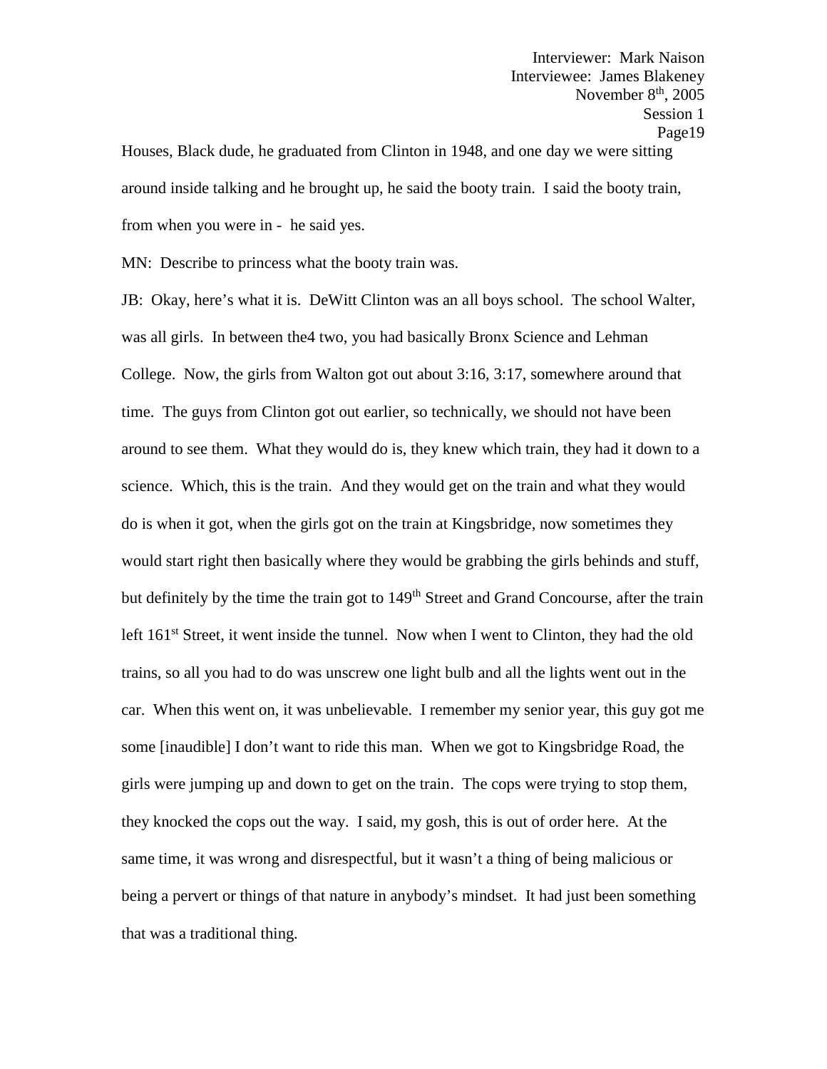Houses, Black dude, he graduated from Clinton in 1948, and one day we were sitting around inside talking and he brought up, he said the booty train. I said the booty train, from when you were in - he said yes.

MN: Describe to princess what the booty train was.

JB: Okay, here's what it is. DeWitt Clinton was an all boys school. The school Walter, was all girls. In between the4 two, you had basically Bronx Science and Lehman College. Now, the girls from Walton got out about 3:16, 3:17, somewhere around that time. The guys from Clinton got out earlier, so technically, we should not have been around to see them. What they would do is, they knew which train, they had it down to a science. Which, this is the train. And they would get on the train and what they would do is when it got, when the girls got on the train at Kingsbridge, now sometimes they would start right then basically where they would be grabbing the girls behinds and stuff, but definitely by the time the train got to 149th Street and Grand Concourse, after the train left 161st Street, it went inside the tunnel. Now when I went to Clinton, they had the old trains, so all you had to do was unscrew one light bulb and all the lights went out in the car. When this went on, it was unbelievable. I remember my senior year, this guy got me some [inaudible] I don't want to ride this man. When we got to Kingsbridge Road, the girls were jumping up and down to get on the train. The cops were trying to stop them, they knocked the cops out the way. I said, my gosh, this is out of order here. At the same time, it was wrong and disrespectful, but it wasn't a thing of being malicious or being a pervert or things of that nature in anybody's mindset. It had just been something that was a traditional thing.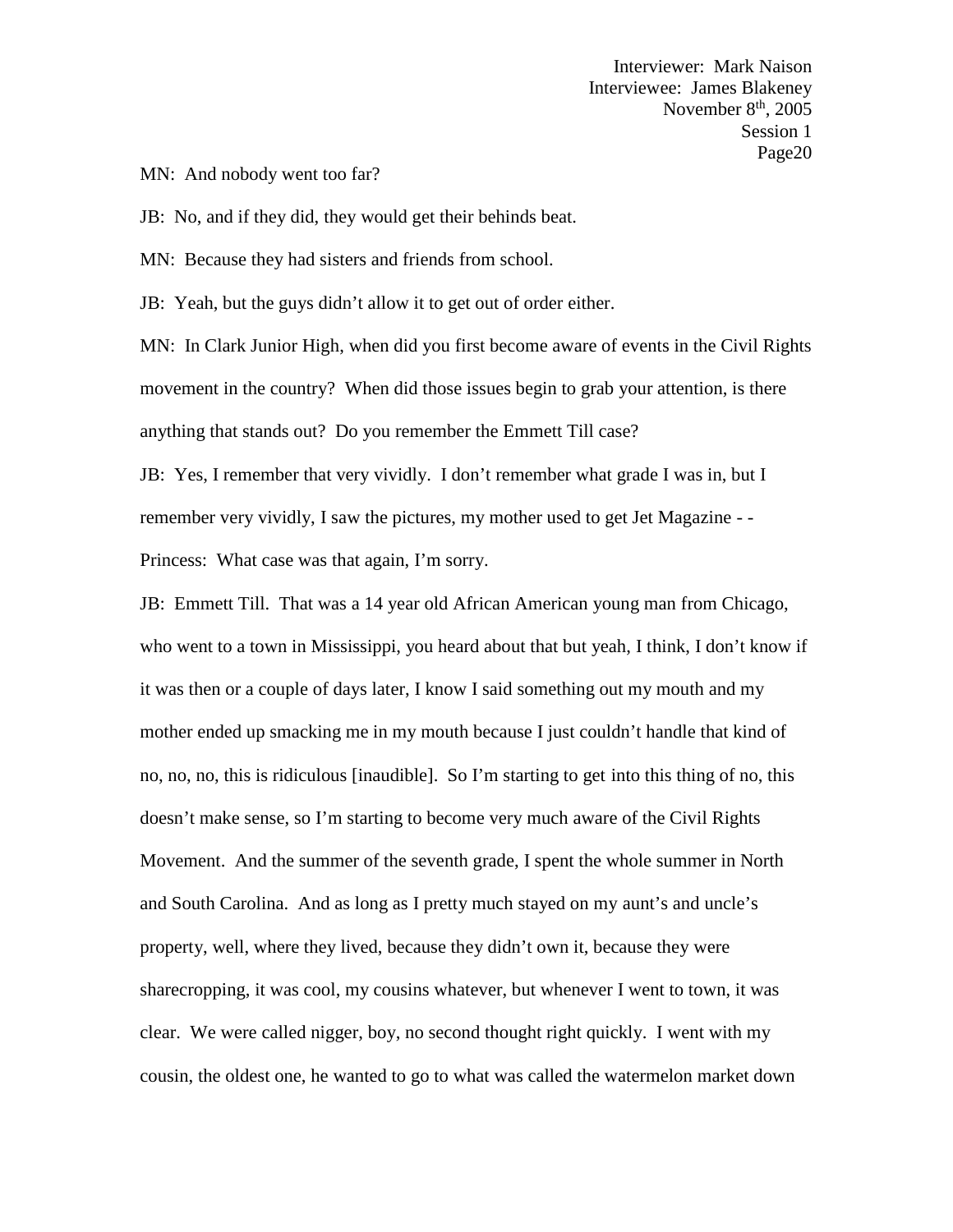MN: And nobody went too far?

JB: No, and if they did, they would get their behinds beat.

MN: Because they had sisters and friends from school.

JB: Yeah, but the guys didn't allow it to get out of order either.

MN: In Clark Junior High, when did you first become aware of events in the Civil Rights movement in the country? When did those issues begin to grab your attention, is there anything that stands out? Do you remember the Emmett Till case?

JB: Yes, I remember that very vividly. I don't remember what grade I was in, but I remember very vividly, I saw the pictures, my mother used to get Jet Magazine - -

Princess: What case was that again, I'm sorry.

JB: Emmett Till. That was a 14 year old African American young man from Chicago, who went to a town in Mississippi, you heard about that but yeah, I think, I don't know if it was then or a couple of days later, I know I said something out my mouth and my mother ended up smacking me in my mouth because I just couldn't handle that kind of no, no, no, this is ridiculous [inaudible]. So I'm starting to get into this thing of no, this doesn't make sense, so I'm starting to become very much aware of the Civil Rights Movement. And the summer of the seventh grade, I spent the whole summer in North and South Carolina. And as long as I pretty much stayed on my aunt's and uncle's property, well, where they lived, because they didn't own it, because they were sharecropping, it was cool, my cousins whatever, but whenever I went to town, it was clear. We were called nigger, boy, no second thought right quickly. I went with my cousin, the oldest one, he wanted to go to what was called the watermelon market down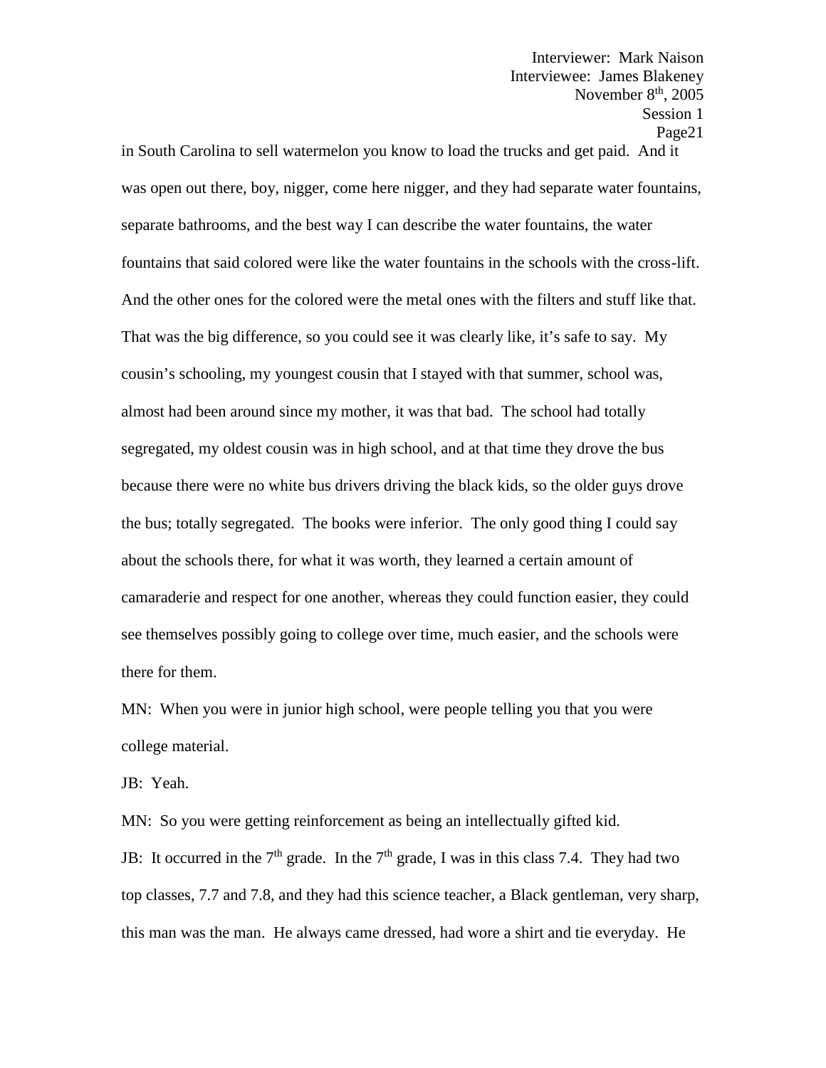in South Carolina to sell watermelon you know to load the trucks and get paid. And it was open out there, boy, nigger, come here nigger, and they had separate water fountains, separate bathrooms, and the best way I can describe the water fountains, the water fountains that said colored were like the water fountains in the schools with the cross-lift. And the other ones for the colored were the metal ones with the filters and stuff like that. That was the big difference, so you could see it was clearly like, it's safe to say. My cousin's schooling, my youngest cousin that I stayed with that summer, school was, almost had been around since my mother, it was that bad. The school had totally segregated, my oldest cousin was in high school, and at that time they drove the bus because there were no white bus drivers driving the black kids, so the older guys drove the bus; totally segregated. The books were inferior. The only good thing I could say about the schools there, for what it was worth, they learned a certain amount of camaraderie and respect for one another, whereas they could function easier, they could see themselves possibly going to college over time, much easier, and the schools were there for them.

MN: When you were in junior high school, were people telling you that you were college material.

JB: Yeah.

MN: So you were getting reinforcement as being an intellectually gifted kid.

JB: It occurred in the 7th grade. In the 7th grade, I was in this class 7.4. They had two top classes, 7.7 and 7.8, and they had this science teacher, a Black gentleman, very sharp, this man was the man. He always came dressed, had wore a shirt and tie everyday. He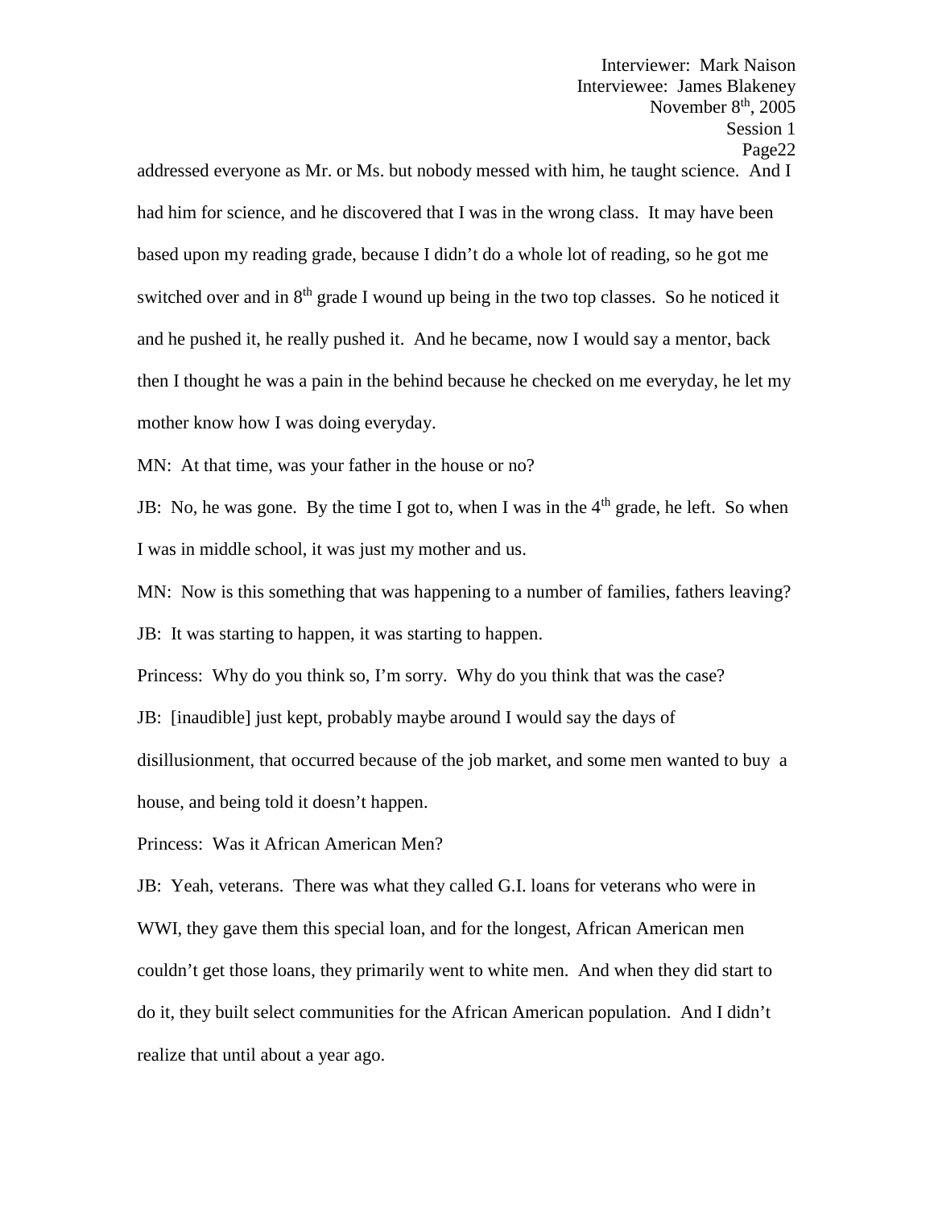addressed everyone as Mr. or Ms. but nobody messed with him, he taught science. And I had him for science, and he discovered that I was in the wrong class. It may have been based upon my reading grade, because I didn't do a whole lot of reading, so he got me switched over and in 8th grade I wound up being in the two top classes. So he noticed it and he pushed it, he really pushed it. And he became, now I would say a mentor, back then I thought he was a pain in the behind because he checked on me everyday, he let my mother know how I was doing everyday.

MN: At that time, was your father in the house or no?

JB: No, he was gone. By the time I got to, when I was in the 4th grade, he left. So when I was in middle school, it was just my mother and us.

MN: Now is this something that was happening to a number of families, fathers leaving?

JB: It was starting to happen, it was starting to happen.

Princess: Why do you think so, I'm sorry. Why do you think that was the case?

JB: [inaudible] just kept, probably maybe around I would say the days of disillusionment, that occurred because of the job market, and some men wanted to buy a house, and being told it doesn't happen.

Princess: Was it African American Men?

JB: Yeah, veterans. There was what they called G.I. loans for veterans who were in WWI, they gave them this special loan, and for the longest, African American men couldn't get those loans, they primarily went to white men. And when they did start to do it, they built select communities for the African American population. And I didn't realize that until about a year ago.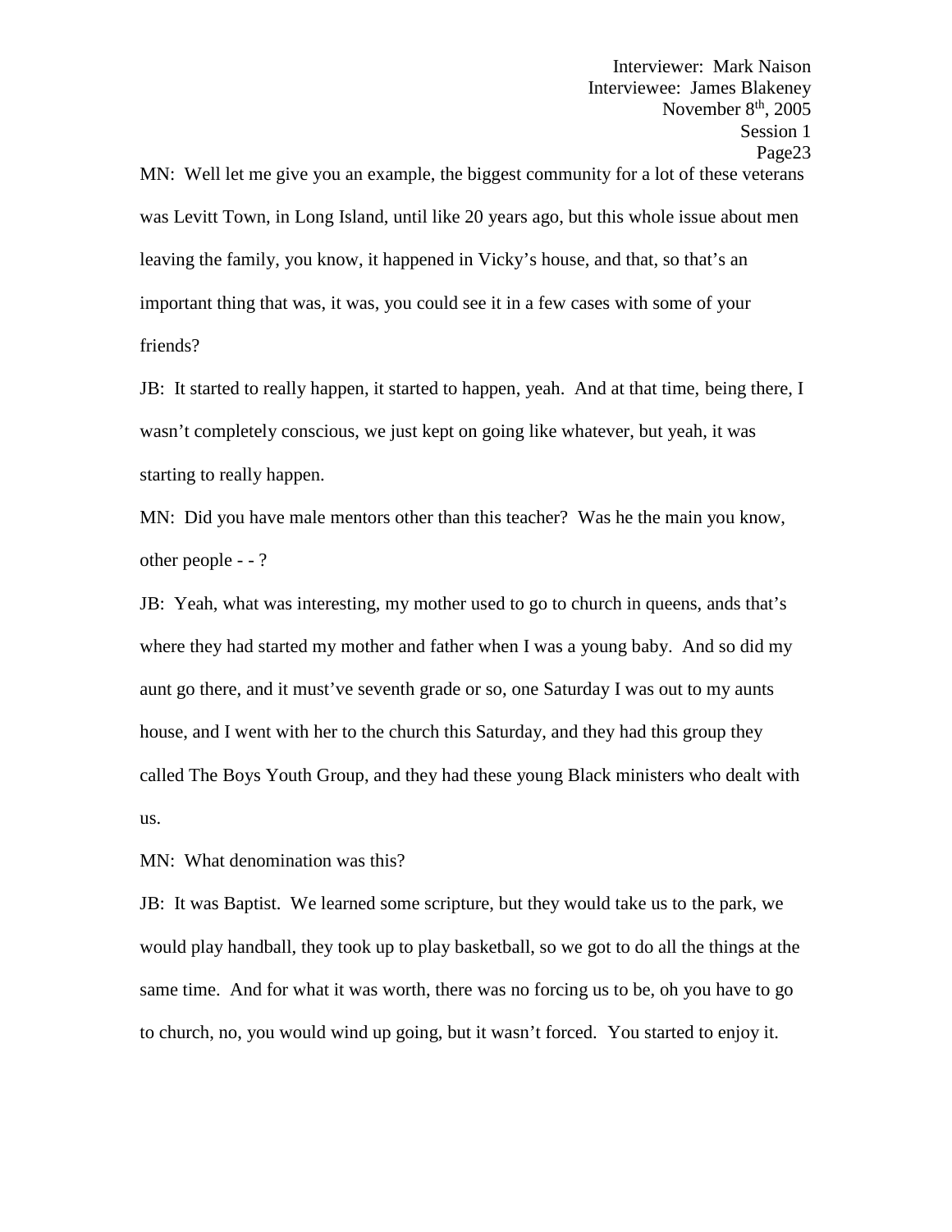MN: Well let me give you an example, the biggest community for a lot of these veterans was Levitt Town, in Long Island, until like 20 years ago, but this whole issue about men leaving the family, you know, it happened in Vicky's house, and that, so that's an important thing that was, it was, you could see it in a few cases with some of your friends?

JB: It started to really happen, it started to happen, yeah. And at that time, being there, I wasn't completely conscious, we just kept on going like whatever, but yeah, it was starting to really happen.

MN: Did you have male mentors other than this teacher? Was he the main you know, other people - - ?

JB: Yeah, what was interesting, my mother used to go to church in queens, ands that's where they had started my mother and father when I was a young baby. And so did my aunt go there, and it must've seventh grade or so, one Saturday I was out to my aunts house, and I went with her to the church this Saturday, and they had this group they called The Boys Youth Group, and they had these young Black ministers who dealt with us.

MN: What denomination was this?

JB: It was Baptist. We learned some scripture, but they would take us to the park, we would play handball, they took up to play basketball, so we got to do all the things at the same time. And for what it was worth, there was no forcing us to be, oh you have to go to church, no, you would wind up going, but it wasn't forced. You started to enjoy it.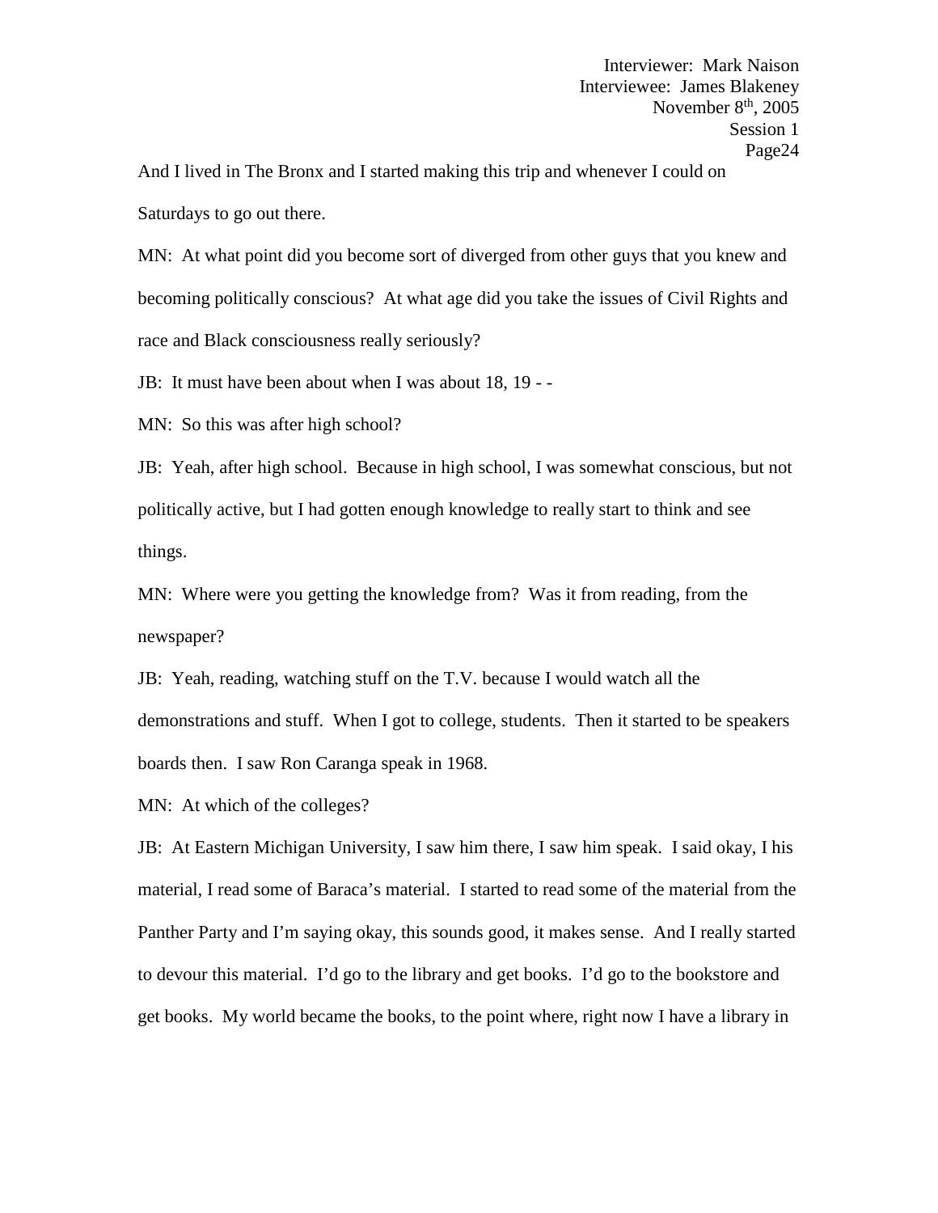And I lived in The Bronx and I started making this trip and whenever I could on Saturdays to go out there.

MN: At what point did you become sort of diverged from other guys that you knew and becoming politically conscious? At what age did you take the issues of Civil Rights and race and Black consciousness really seriously?

JB: It must have been about when I was about 18, 19 - -

MN: So this was after high school?

JB: Yeah, after high school. Because in high school, I was somewhat conscious, but not politically active, but I had gotten enough knowledge to really start to think and see things.

MN: Where were you getting the knowledge from? Was it from reading, from the newspaper?

JB: Yeah, reading, watching stuff on the T.V. because I would watch all the demonstrations and stuff. When I got to college, students. Then it started to be speakers boards then. I saw Ron Caranga speak in 1968.

MN: At which of the colleges?

JB: At Eastern Michigan University, I saw him there, I saw him speak. I said okay, I his material, I read some of Baraca's material. I started to read some of the material from the Panther Party and I'm saying okay, this sounds good, it makes sense. And I really started to devour this material. I'd go to the library and get books. I'd go to the bookstore and get books. My world became the books, to the point where, right now I have a library in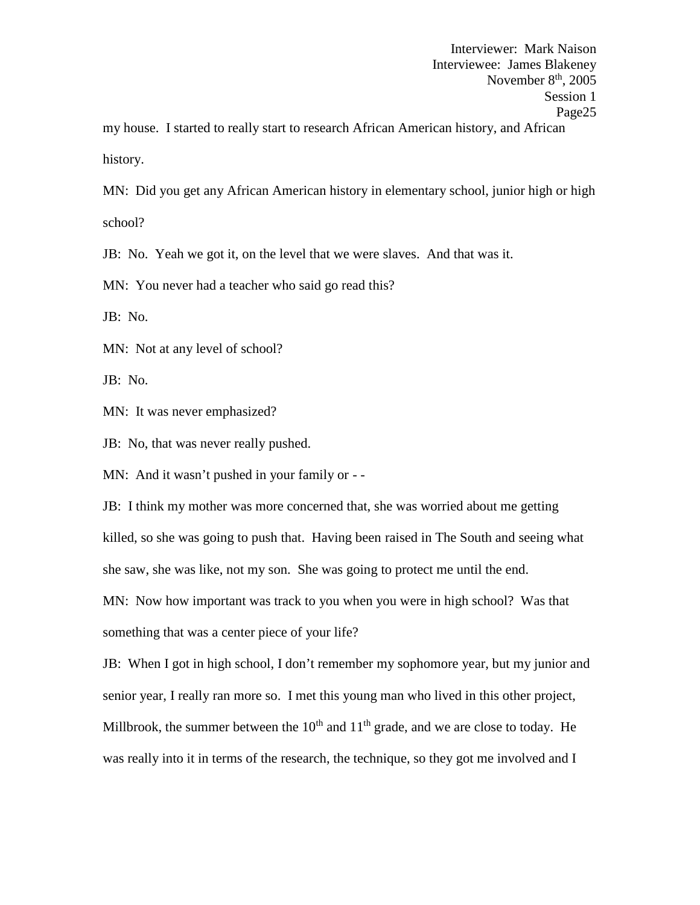my house. I started to really start to research African American history, and African history.

MN: Did you get any African American history in elementary school, junior high or high school?

JB: No. Yeah we got it, on the level that we were slaves. And that was it.

MN: You never had a teacher who said go read this?

JB: No.

MN: Not at any level of school?

JB: No.

MN: It was never emphasized?

JB: No, that was never really pushed.

MN: And it wasn't pushed in your family or - -

JB: I think my mother was more concerned that, she was worried about me getting killed, so she was going to push that. Having been raised in The South and seeing what she saw, she was like, not my son. She was going to protect me until the end.

MN: Now how important was track to you when you were in high school? Was that something that was a center piece of your life?

JB: When I got in high school, I don't remember my sophomore year, but my junior and senior year, I really ran more so. I met this young man who lived in this other project, Millbrook, the summer between the 10th and 11th grade, and we are close to today. He was really into it in terms of the research, the technique, so they got me involved and I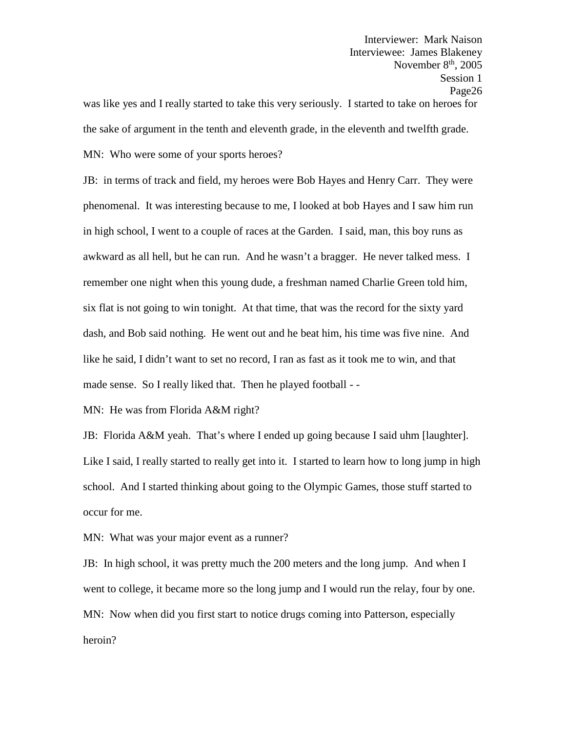was like yes and I really started to take this very seriously. I started to take on heroes for the sake of argument in the tenth and eleventh grade, in the eleventh and twelfth grade.

MN: Who were some of your sports heroes?

JB: in terms of track and field, my heroes were Bob Hayes and Henry Carr. They were phenomenal. It was interesting because to me, I looked at bob Hayes and I saw him run in high school, I went to a couple of races at the Garden. I said, man, this boy runs as awkward as all hell, but he can run. And he wasn't a bragger. He never talked mess. I remember one night when this young dude, a freshman named Charlie Green told him, six flat is not going to win tonight. At that time, that was the record for the sixty yard dash, and Bob said nothing. He went out and he beat him, his time was five nine. And like he said, I didn't want to set no record, I ran as fast as it took me to win, and that made sense. So I really liked that. Then he played football - -

MN: He was from Florida A&M right?

JB: Florida A&M yeah. That's where I ended up going because I said uhm [laughter]. Like I said, I really started to really get into it. I started to learn how to long jump in high school. And I started thinking about going to the Olympic Games, those stuff started to occur for me.

MN: What was your major event as a runner?

JB: In high school, it was pretty much the 200 meters and the long jump. And when I went to college, it became more so the long jump and I would run the relay, four by one.

MN: Now when did you first start to notice drugs coming into Patterson, especially heroin?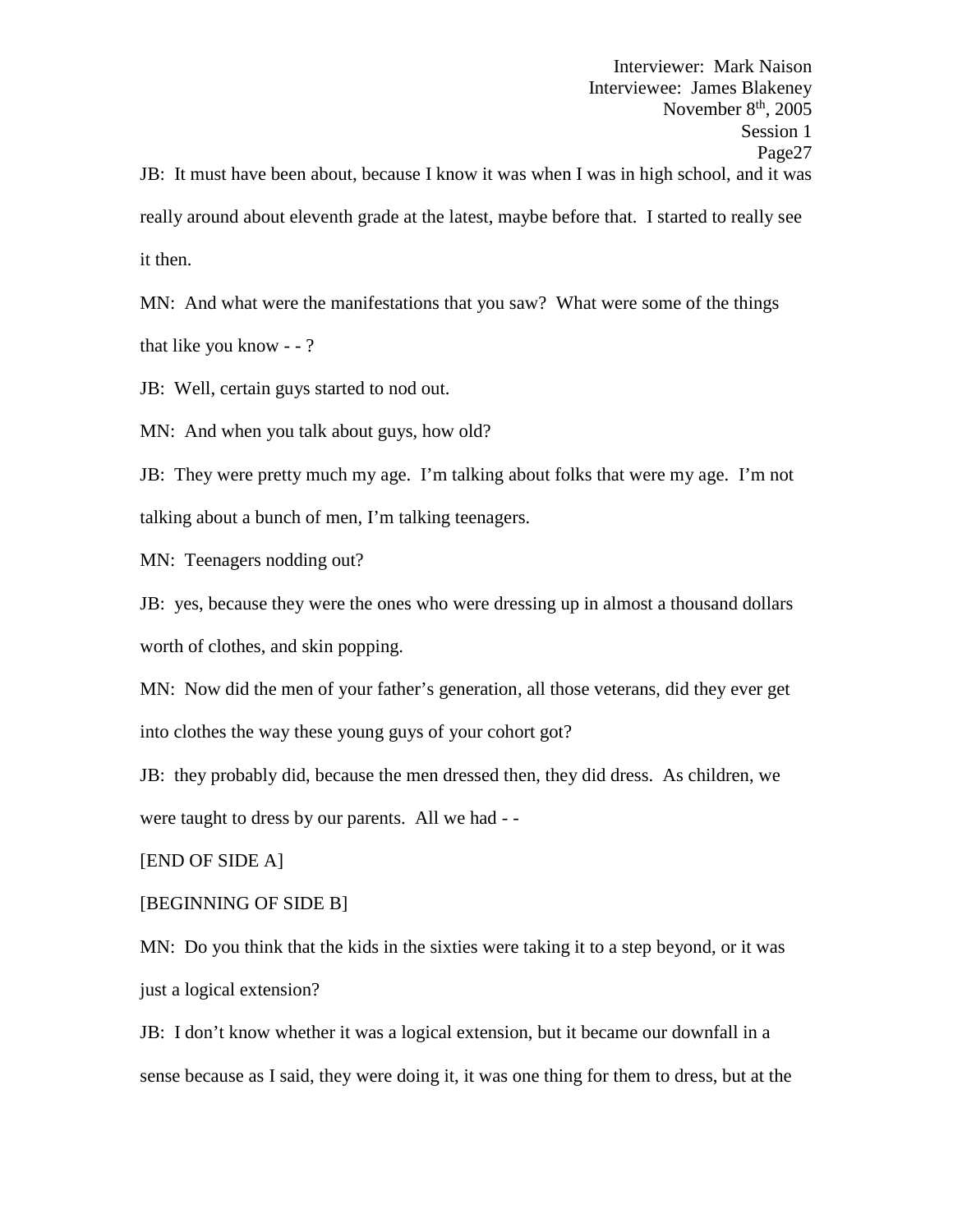JB: It must have been about, because I know it was when I was in high school, and it was really around about eleventh grade at the latest, maybe before that. I started to really see it then.

MN: And what were the manifestations that you saw? What were some of the things that like you know - - ?

JB: Well, certain guys started to nod out.

MN: And when you talk about guys, how old?

JB: They were pretty much my age. I'm talking about folks that were my age. I'm not talking about a bunch of men, I'm talking teenagers.

MN: Teenagers nodding out?

JB: yes, because they were the ones who were dressing up in almost a thousand dollars worth of clothes, and skin popping.

MN: Now did the men of your father's generation, all those veterans, did they ever get into clothes the way these young guys of your cohort got?

JB: they probably did, because the men dressed then, they did dress. As children, we were taught to dress by our parents. All we had - -

[END OF SIDE A]

[BEGINNING OF SIDE B]

MN: Do you think that the kids in the sixties were taking it to a step beyond, or it was just a logical extension?

JB: I don't know whether it was a logical extension, but it became our downfall in a sense because as I said, they were doing it, it was one thing for them to dress, but at the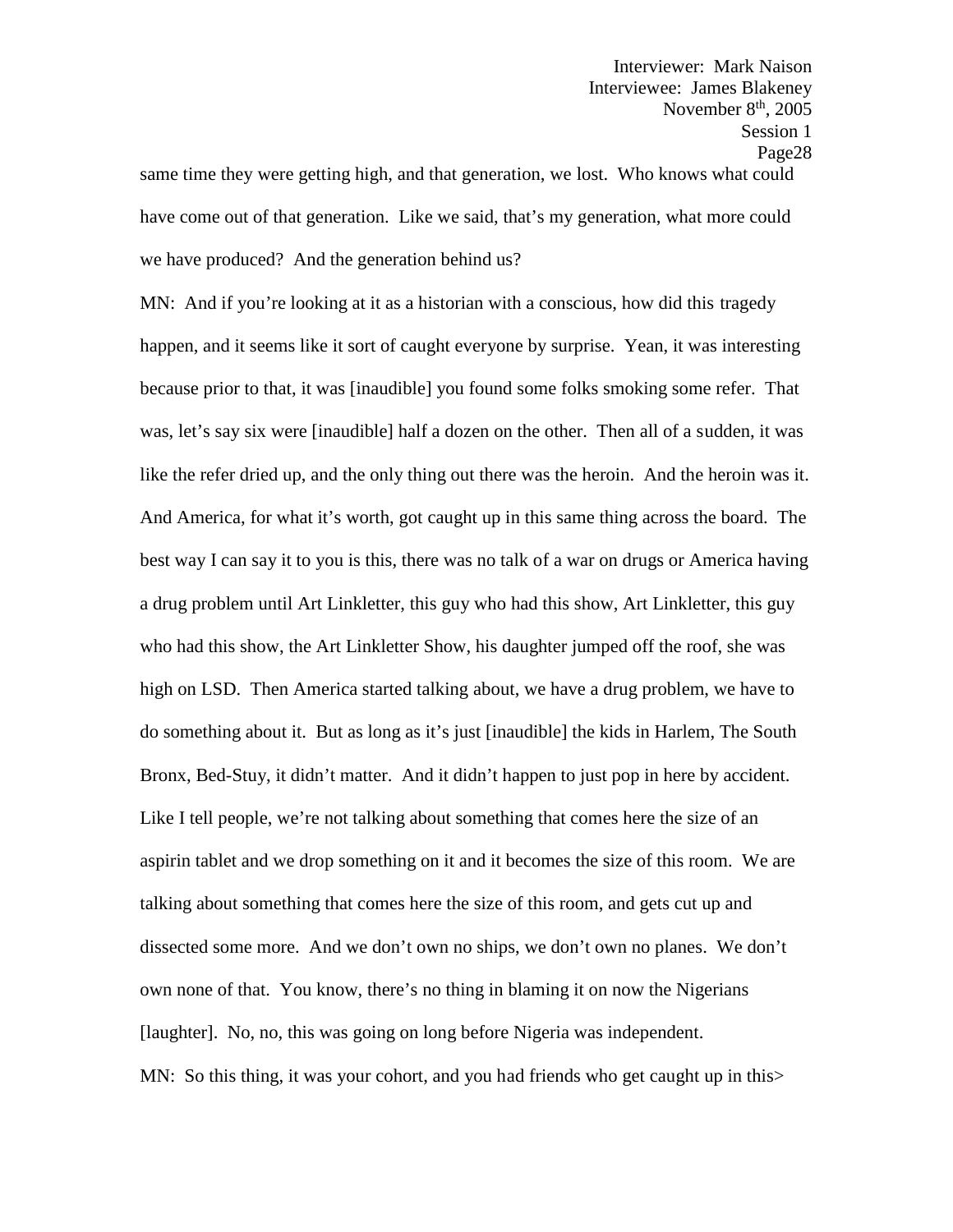same time they were getting high, and that generation, we lost. Who knows what could have come out of that generation. Like we said, that's my generation, what more could we have produced? And the generation behind us?

MN: And if you're looking at it as a historian with a conscious, how did this tragedy happen, and it seems like it sort of caught everyone by surprise. Yean, it was interesting because prior to that, it was [inaudible] you found some folks smoking some refer. That was, let's say six were [inaudible] half a dozen on the other. Then all of a sudden, it was like the refer dried up, and the only thing out there was the heroin. And the heroin was it. And America, for what it's worth, got caught up in this same thing across the board. The best way I can say it to you is this, there was no talk of a war on drugs or America having a drug problem until Art Linkletter, this guy who had this show, Art Linkletter, this guy who had this show, the Art Linkletter Show, his daughter jumped off the roof, she was high on LSD. Then America started talking about, we have a drug problem, we have to do something about it. But as long as it's just [inaudible] the kids in Harlem, The South Bronx, Bed-Stuy, it didn't matter. And it didn't happen to just pop in here by accident. Like I tell people, we're not talking about something that comes here the size of an aspirin tablet and we drop something on it and it becomes the size of this room. We are talking about something that comes here the size of this room, and gets cut up and dissected some more. And we don't own no ships, we don't own no planes. We don't own none of that. You know, there's no thing in blaming it on now the Nigerians [laughter]. No, no, this was going on long before Nigeria was independent.

MN: So this thing, it was your cohort, and you had friends who get caught up in this>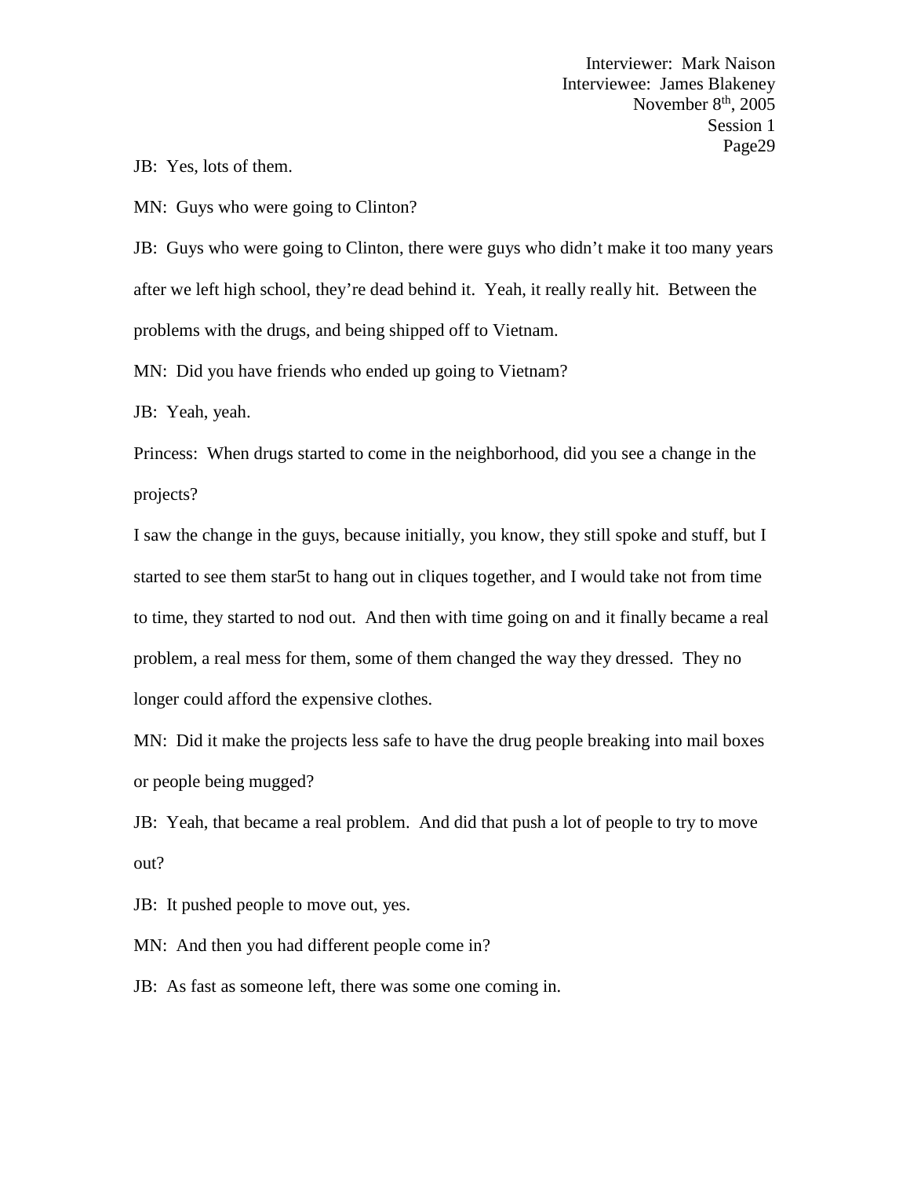JB: Yes, lots of them.

MN: Guys who were going to Clinton?

JB: Guys who were going to Clinton, there were guys who didn't make it too many years after we left high school, they're dead behind it. Yeah, it really really hit. Between the problems with the drugs, and being shipped off to Vietnam.

MN: Did you have friends who ended up going to Vietnam?

JB: Yeah, yeah.

Princess: When drugs started to come in the neighborhood, did you see a change in the projects?

I saw the change in the guys, because initially, you know, they still spoke and stuff, but I started to see them star5t to hang out in cliques together, and I would take not from time to time, they started to nod out. And then with time going on and it finally became a real problem, a real mess for them, some of them changed the way they dressed. They no longer could afford the expensive clothes.

MN: Did it make the projects less safe to have the drug people breaking into mail boxes or people being mugged?

JB: Yeah, that became a real problem. And did that push a lot of people to try to move out?

JB: It pushed people to move out, yes.

MN: And then you had different people come in?

JB: As fast as someone left, there was some one coming in.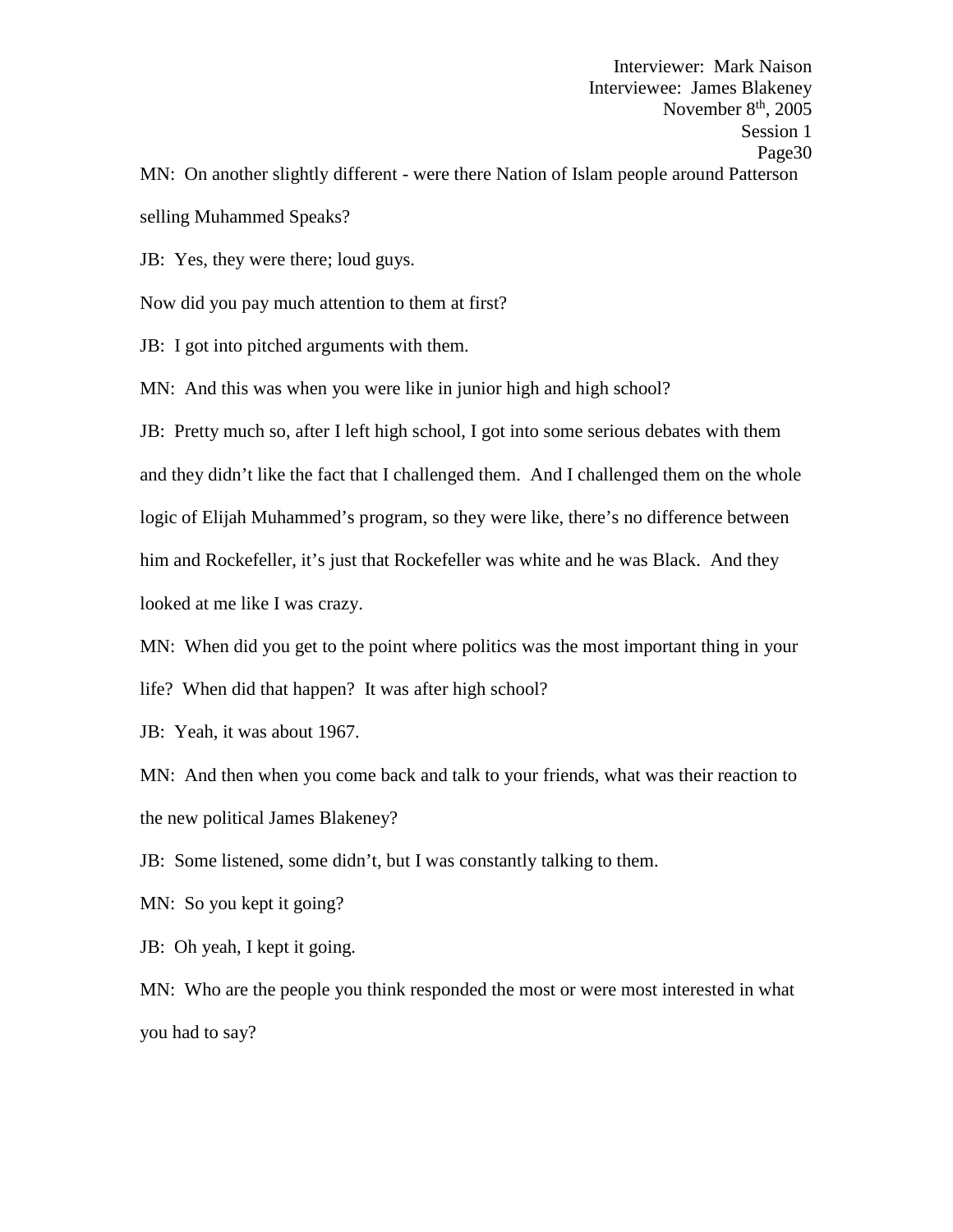MN: On another slightly different - were there Nation of Islam people around Patterson selling Muhammed Speaks?

JB: Yes, they were there; loud guys.

Now did you pay much attention to them at first?

JB: I got into pitched arguments with them.

MN: And this was when you were like in junior high and high school?

JB: Pretty much so, after I left high school, I got into some serious debates with them and they didn't like the fact that I challenged them. And I challenged them on the whole logic of Elijah Muhammed's program, so they were like, there's no difference between him and Rockefeller, it's just that Rockefeller was white and he was Black. And they looked at me like I was crazy.

MN: When did you get to the point where politics was the most important thing in your life? When did that happen? It was after high school?

JB: Yeah, it was about 1967.

MN: And then when you come back and talk to your friends, what was their reaction to the new political James Blakeney?

JB: Some listened, some didn't, but I was constantly talking to them.

MN: So you kept it going?

JB: Oh yeah, I kept it going.

MN: Who are the people you think responded the most or were most interested in what you had to say?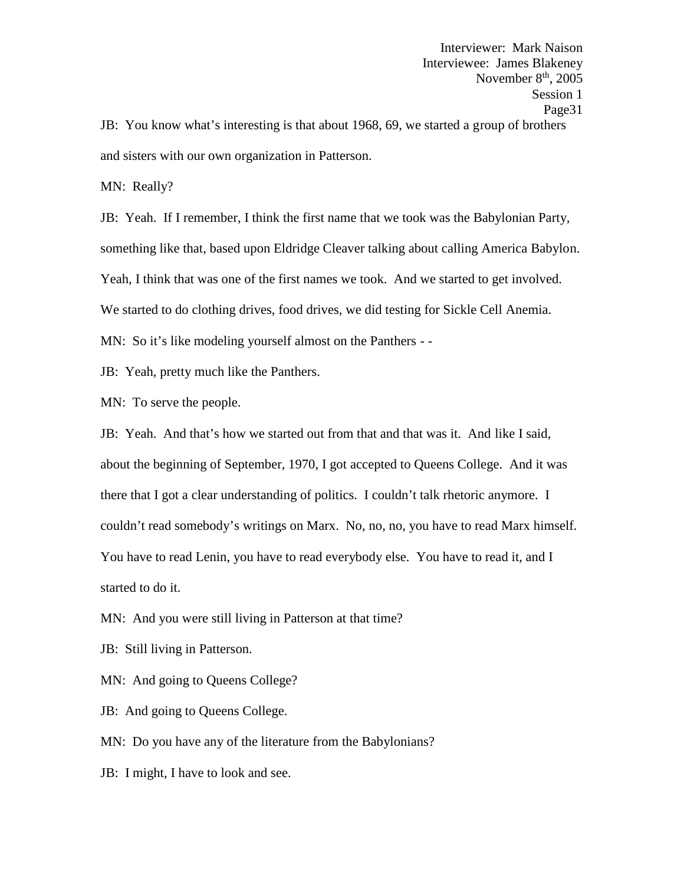JB: You know what's interesting is that about 1968, 69, we started a group of brothers and sisters with our own organization in Patterson.

MN: Really?

JB: Yeah. If I remember, I think the first name that we took was the Babylonian Party, something like that, based upon Eldridge Cleaver talking about calling America Babylon. Yeah, I think that was one of the first names we took. And we started to get involved. We started to do clothing drives, food drives, we did testing for Sickle Cell Anemia.

MN: So it's like modeling yourself almost on the Panthers - -

JB: Yeah, pretty much like the Panthers.

MN: To serve the people.

JB: Yeah. And that's how we started out from that and that was it. And like I said, about the beginning of September, 1970, I got accepted to Queens College. And it was there that I got a clear understanding of politics. I couldn't talk rhetoric anymore. I couldn't read somebody's writings on Marx. No, no, no, you have to read Marx himself. You have to read Lenin, you have to read everybody else. You have to read it, and I started to do it.

MN: And you were still living in Patterson at that time?

JB: Still living in Patterson.

MN: And going to Queens College?

JB: And going to Queens College.

MN: Do you have any of the literature from the Babylonians?

JB: I might, I have to look and see.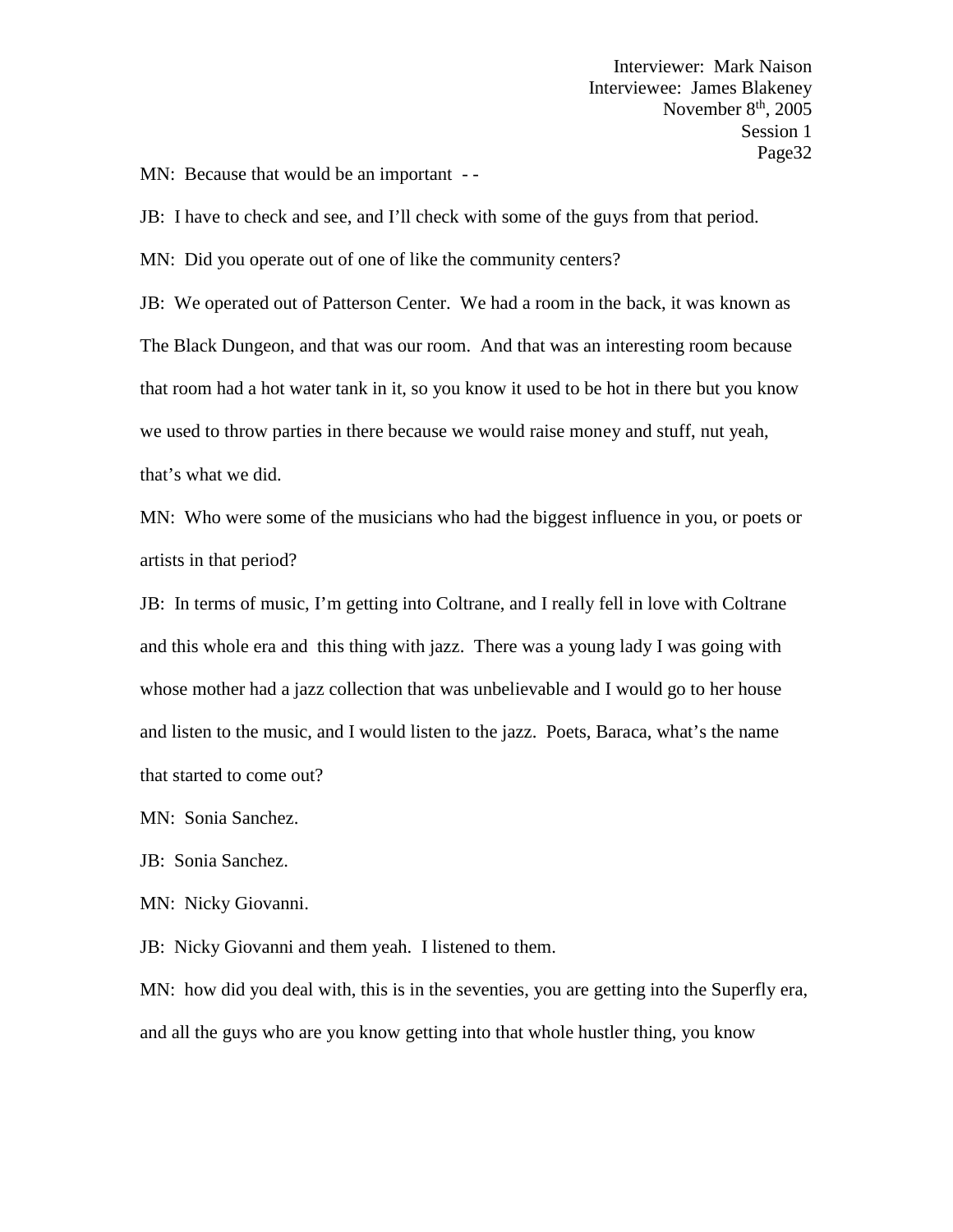MN: Because that would be an important - -

JB: I have to check and see, and I'll check with some of the guys from that period.

MN: Did you operate out of one of like the community centers?

JB: We operated out of Patterson Center. We had a room in the back, it was known as The Black Dungeon, and that was our room. And that was an interesting room because that room had a hot water tank in it, so you know it used to be hot in there but you know we used to throw parties in there because we would raise money and stuff, nut yeah, that's what we did.

MN: Who were some of the musicians who had the biggest influence in you, or poets or artists in that period?

JB: In terms of music, I'm getting into Coltrane, and I really fell in love with Coltrane and this whole era and this thing with jazz. There was a young lady I was going with whose mother had a jazz collection that was unbelievable and I would go to her house and listen to the music, and I would listen to the jazz. Poets, Baraca, what's the name that started to come out?

MN: Sonia Sanchez.

JB: Sonia Sanchez.

MN: Nicky Giovanni.

JB: Nicky Giovanni and them yeah. I listened to them.

MN: how did you deal with, this is in the seventies, you are getting into the Superfly era, and all the guys who are you know getting into that whole hustler thing, you know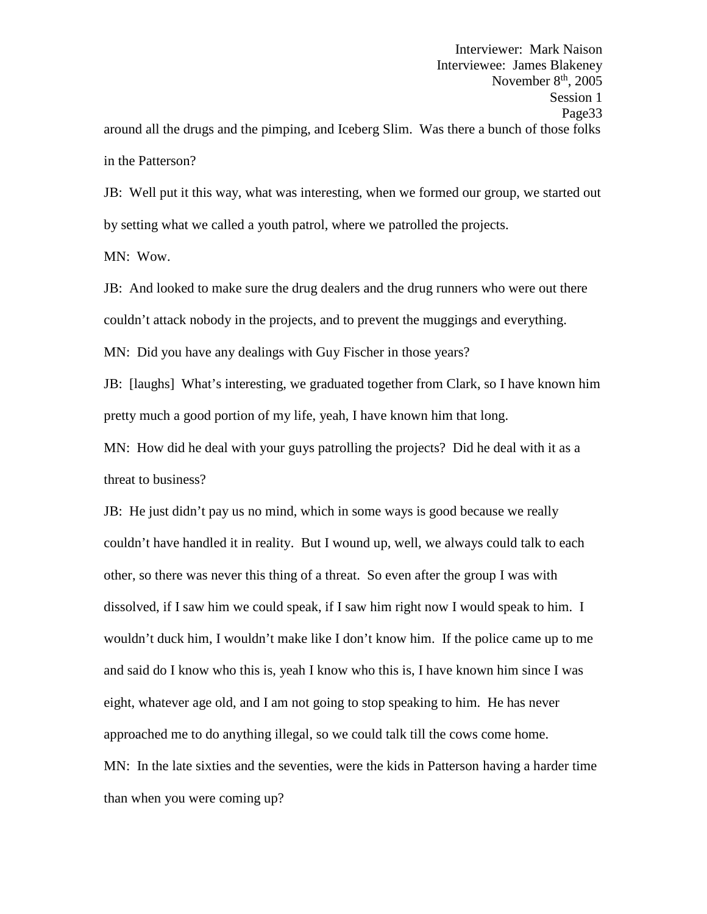around all the drugs and the pimping, and Iceberg Slim. Was there a bunch of those folks in the Patterson?

JB: Well put it this way, what was interesting, when we formed our group, we started out by setting what we called a youth patrol, where we patrolled the projects.

MN: Wow.

JB: And looked to make sure the drug dealers and the drug runners who were out there couldn't attack nobody in the projects, and to prevent the muggings and everything.

MN: Did you have any dealings with Guy Fischer in those years?

JB: [laughs] What's interesting, we graduated together from Clark, so I have known him pretty much a good portion of my life, yeah, I have known him that long.

MN: How did he deal with your guys patrolling the projects? Did he deal with it as a threat to business?

JB: He just didn't pay us no mind, which in some ways is good because we really couldn't have handled it in reality. But I wound up, well, we always could talk to each other, so there was never this thing of a threat. So even after the group I was with dissolved, if I saw him we could speak, if I saw him right now I would speak to him. I wouldn't duck him, I wouldn't make like I don't know him. If the police came up to me and said do I know who this is, yeah I know who this is, I have known him since I was eight, whatever age old, and I am not going to stop speaking to him. He has never approached me to do anything illegal, so we could talk till the cows come home.

MN: In the late sixties and the seventies, were the kids in Patterson having a harder time than when you were coming up?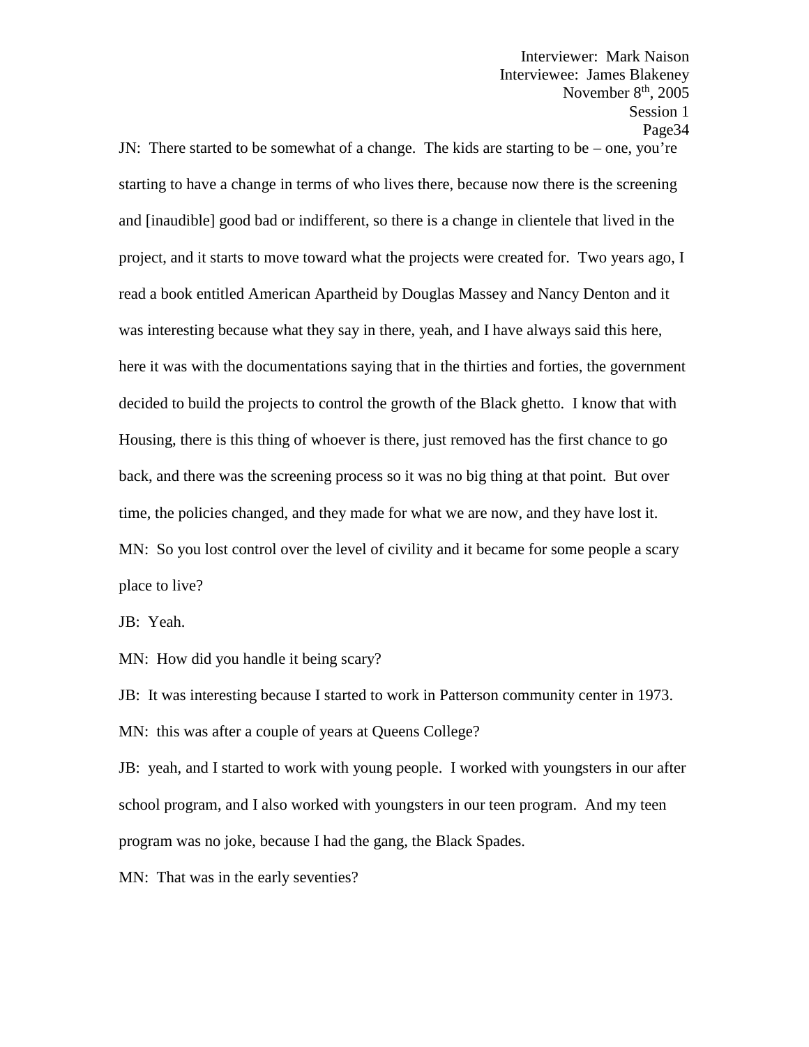JN: There started to be somewhat of a change. The kids are starting to be – one, you're starting to have a change in terms of who lives there, because now there is the screening and [inaudible] good bad or indifferent, so there is a change in clientele that lived in the project, and it starts to move toward what the projects were created for. Two years ago, I read a book entitled American Apartheid by Douglas Massey and Nancy Denton and it was interesting because what they say in there, yeah, and I have always said this here, here it was with the documentations saying that in the thirties and forties, the government decided to build the projects to control the growth of the Black ghetto. I know that with Housing, there is this thing of whoever is there, just removed has the first chance to go back, and there was the screening process so it was no big thing at that point. But over time, the policies changed, and they made for what we are now, and they have lost it.

MN: So you lost control over the level of civility and it became for some people a scary place to live?

JB: Yeah.

MN: How did you handle it being scary?

JB: It was interesting because I started to work in Patterson community center in 1973.

MN: this was after a couple of years at Queens College?

JB: yeah, and I started to work with young people. I worked with youngsters in our after school program, and I also worked with youngsters in our teen program. And my teen program was no joke, because I had the gang, the Black Spades.

MN: That was in the early seventies?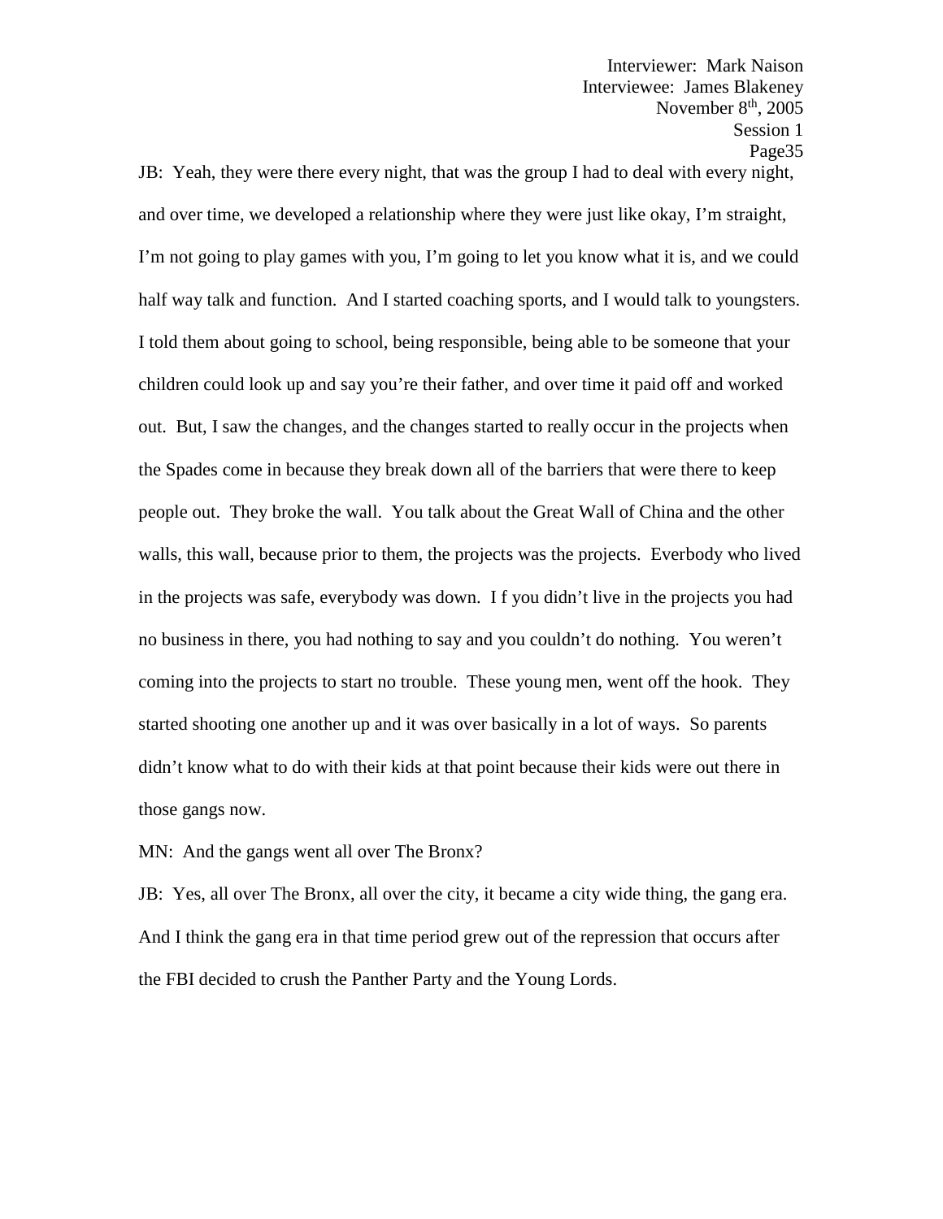JB: Yeah, they were there every night, that was the group I had to deal with every night, and over time, we developed a relationship where they were just like okay, I'm straight, I'm not going to play games with you, I'm going to let you know what it is, and we could half way talk and function. And I started coaching sports, and I would talk to youngsters. I told them about going to school, being responsible, being able to be someone that your children could look up and say you're their father, and over time it paid off and worked out. But, I saw the changes, and the changes started to really occur in the projects when the Spades come in because they break down all of the barriers that were there to keep people out. They broke the wall. You talk about the Great Wall of China and the other walls, this wall, because prior to them, the projects was the projects. Everbody who lived in the projects was safe, everybody was down. I f you didn't live in the projects you had no business in there, you had nothing to say and you couldn't do nothing. You weren't coming into the projects to start no trouble. These young men, went off the hook. They started shooting one another up and it was over basically in a lot of ways. So parents didn't know what to do with their kids at that point because their kids were out there in those gangs now.

MN: And the gangs went all over The Bronx?

JB: Yes, all over The Bronx, all over the city, it became a city wide thing, the gang era. And I think the gang era in that time period grew out of the repression that occurs after the FBI decided to crush the Panther Party and the Young Lords.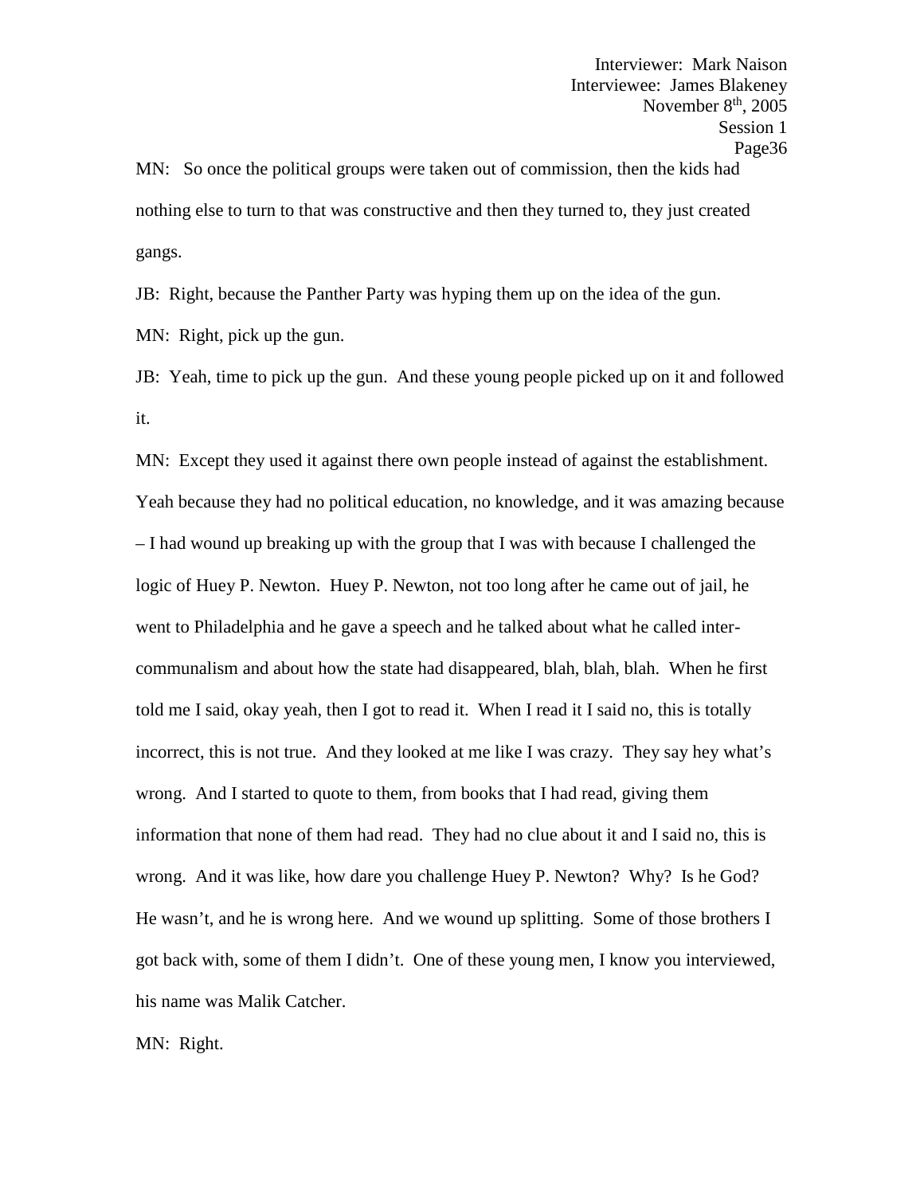MN: So once the political groups were taken out of commission, then the kids had nothing else to turn to that was constructive and then they turned to, they just created gangs.

JB: Right, because the Panther Party was hyping them up on the idea of the gun.

MN: Right, pick up the gun.

JB: Yeah, time to pick up the gun. And these young people picked up on it and followed it.

MN: Except they used it against there own people instead of against the establishment. Yeah because they had no political education, no knowledge, and it was amazing because – I had wound up breaking up with the group that I was with because I challenged the logic of Huey P. Newton. Huey P. Newton, not too long after he came out of jail, he went to Philadelphia and he gave a speech and he talked about what he called inter-communalism and about how the state had disappeared, blah, blah, blah. When he first told me I said, okay yeah, then I got to read it. When I read it I said no, this is totally incorrect, this is not true. And they looked at me like I was crazy. They say hey what's wrong. And I started to quote to them, from books that I had read, giving them information that none of them had read. They had no clue about it and I said no, this is wrong. And it was like, how dare you challenge Huey P. Newton? Why? Is he God? He wasn't, and he is wrong here. And we wound up splitting. Some of those brothers I got back with, some of them I didn't. One of these young men, I know you interviewed, his name was Malik Catcher.

MN: Right.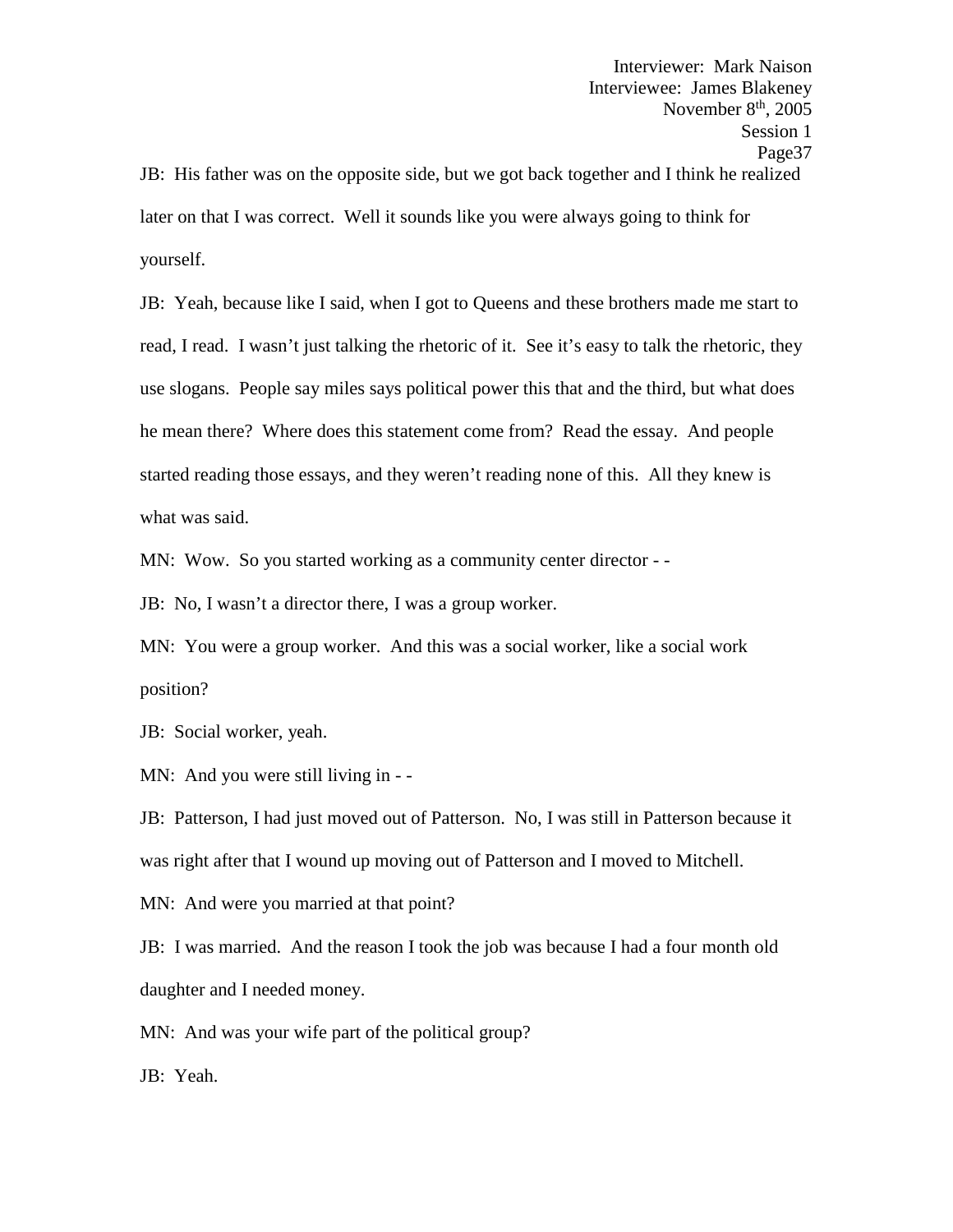JB: His father was on the opposite side, but we got back together and I think he realized later on that I was correct. Well it sounds like you were always going to think for yourself.

JB: Yeah, because like I said, when I got to Queens and these brothers made me start to read, I read. I wasn't just talking the rhetoric of it. See it's easy to talk the rhetoric, they use slogans. People say miles says political power this that and the third, but what does he mean there? Where does this statement come from? Read the essay. And people started reading those essays, and they weren't reading none of this. All they knew is what was said.

MN: Wow. So you started working as a community center director - -

JB: No, I wasn't a director there, I was a group worker.

MN: You were a group worker. And this was a social worker, like a social work position?

JB: Social worker, yeah.

MN: And you were still living in - -

JB: Patterson, I had just moved out of Patterson. No, I was still in Patterson because it was right after that I wound up moving out of Patterson and I moved to Mitchell.

MN: And were you married at that point?

JB: I was married. And the reason I took the job was because I had a four month old daughter and I needed money.

MN: And was your wife part of the political group?

JB: Yeah.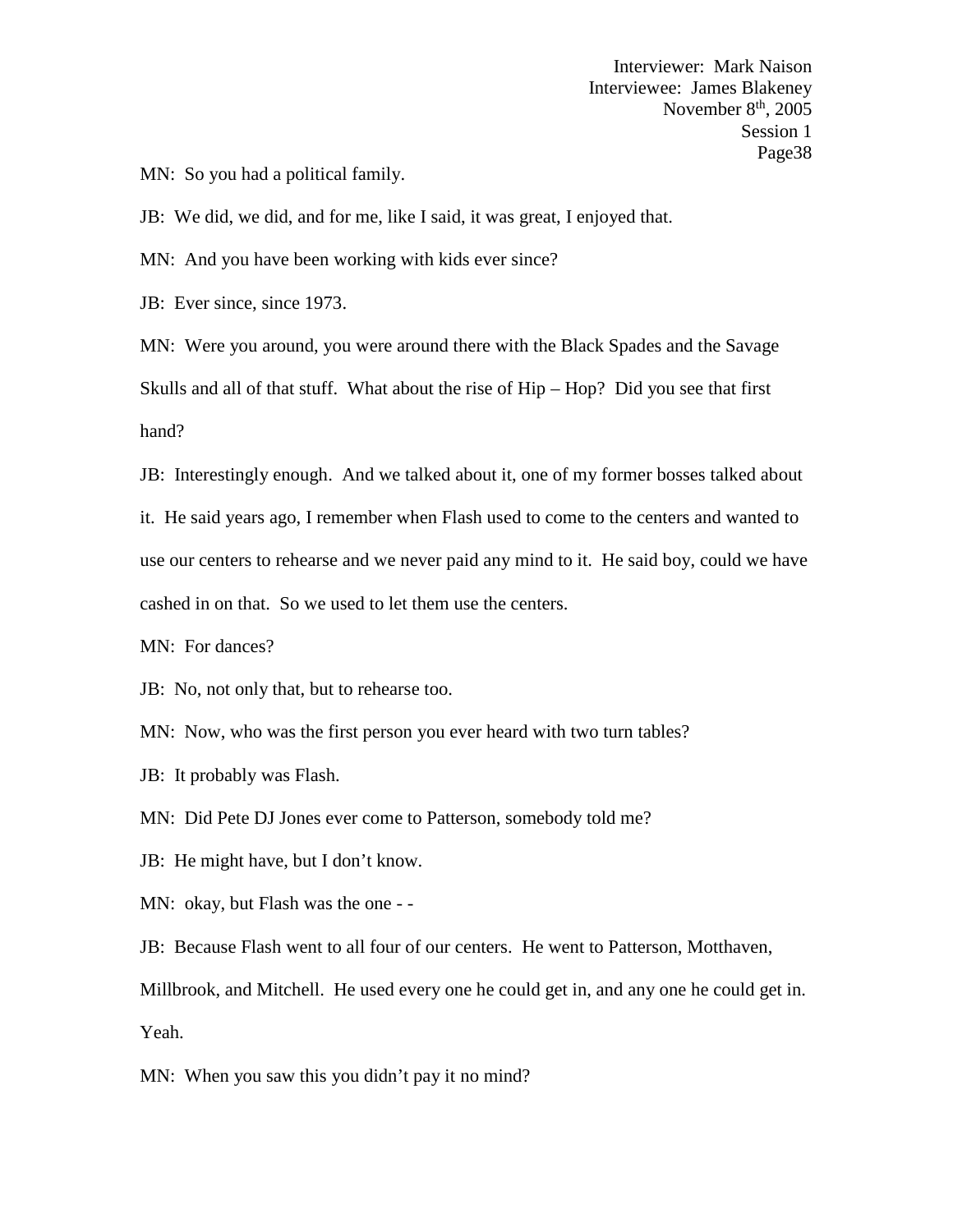MN: So you had a political family.

JB: We did, we did, and for me, like I said, it was great, I enjoyed that.

MN: And you have been working with kids ever since?

JB: Ever since, since 1973.

MN: Were you around, you were around there with the Black Spades and the Savage Skulls and all of that stuff. What about the rise of Hip – Hop? Did you see that first hand?

JB: Interestingly enough. And we talked about it, one of my former bosses talked about it. He said years ago, I remember when Flash used to come to the centers and wanted to use our centers to rehearse and we never paid any mind to it. He said boy, could we have cashed in on that. So we used to let them use the centers.

MN: For dances?

JB: No, not only that, but to rehearse too.

MN: Now, who was the first person you ever heard with two turn tables?

JB: It probably was Flash.

MN: Did Pete DJ Jones ever come to Patterson, somebody told me?

JB: He might have, but I don't know.

MN: okay, but Flash was the one - -

JB: Because Flash went to all four of our centers. He went to Patterson, Motthaven, Millbrook, and Mitchell. He used every one he could get in, and any one he could get in. Yeah.

MN: When you saw this you didn't pay it no mind?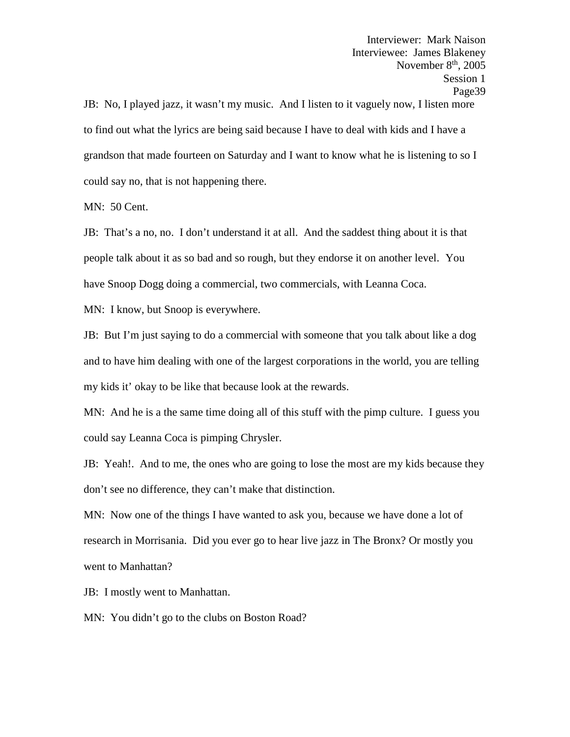JB: No, I played jazz, it wasn't my music. And I listen to it vaguely now, I listen more to find out what the lyrics are being said because I have to deal with kids and I have a grandson that made fourteen on Saturday and I want to know what he is listening to so I could say no, that is not happening there.

MN: 50 Cent.

JB: That's a no, no. I don't understand it at all. And the saddest thing about it is that people talk about it as so bad and so rough, but they endorse it on another level. You have Snoop Dogg doing a commercial, two commercials, with Leanna Coca.

MN: I know, but Snoop is everywhere.

JB: But I'm just saying to do a commercial with someone that you talk about like a dog and to have him dealing with one of the largest corporations in the world, you are telling my kids it' okay to be like that because look at the rewards.

MN: And he is a the same time doing all of this stuff with the pimp culture. I guess you could say Leanna Coca is pimping Chrysler.

JB: Yeah!. And to me, the ones who are going to lose the most are my kids because they don't see no difference, they can't make that distinction.

MN: Now one of the things I have wanted to ask you, because we have done a lot of research in Morrisania. Did you ever go to hear live jazz in The Bronx? Or mostly you went to Manhattan?

JB: I mostly went to Manhattan.

MN: You didn't go to the clubs on Boston Road?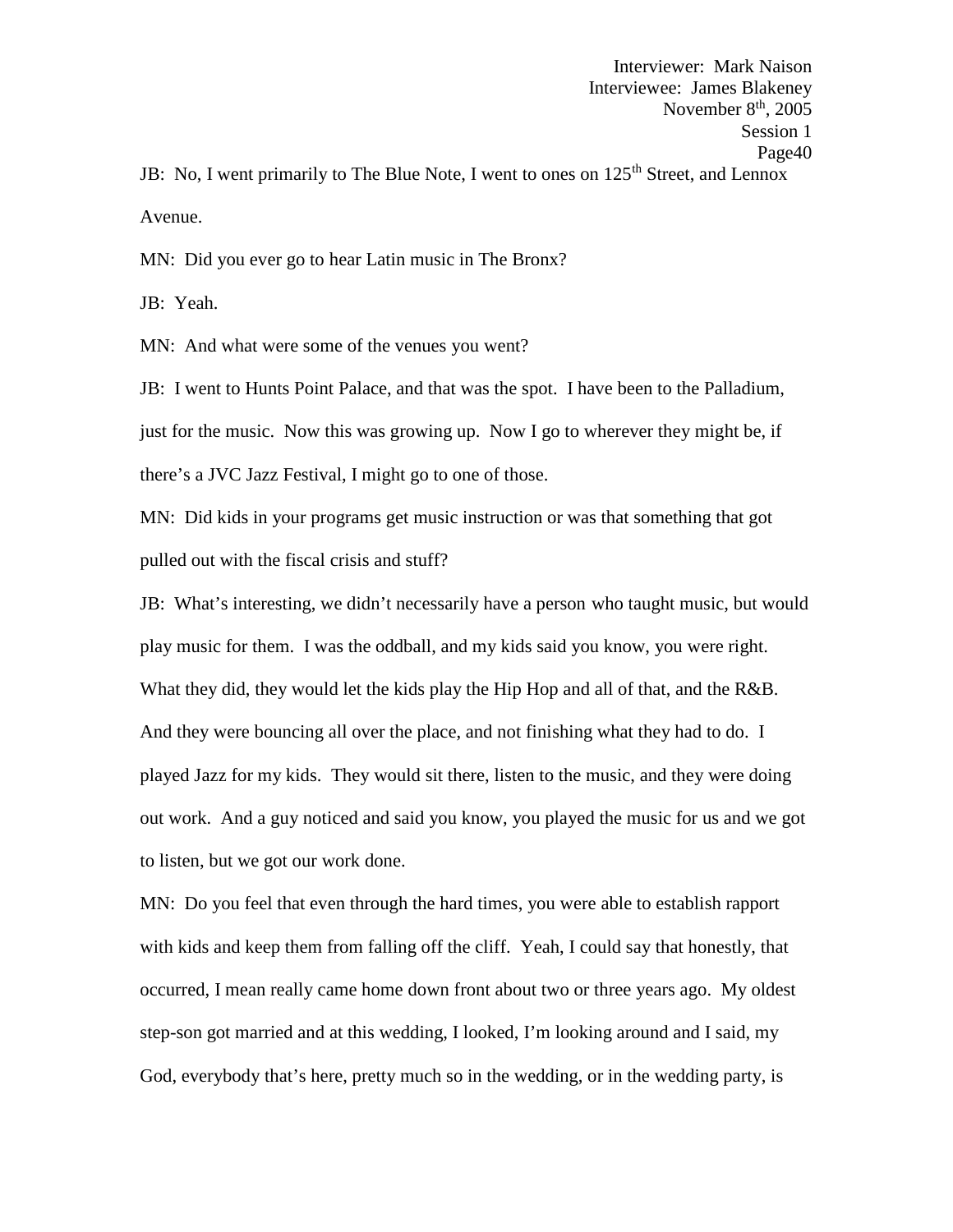JB: No, I went primarily to The Blue Note, I went to ones on 125th Street, and Lennox Avenue.

MN: Did you ever go to hear Latin music in The Bronx?

JB: Yeah.

MN: And what were some of the venues you went?

JB: I went to Hunts Point Palace, and that was the spot. I have been to the Palladium, just for the music. Now this was growing up. Now I go to wherever they might be, if there's a JVC Jazz Festival, I might go to one of those.

MN: Did kids in your programs get music instruction or was that something that got pulled out with the fiscal crisis and stuff?

JB: What's interesting, we didn't necessarily have a person who taught music, but would play music for them. I was the oddball, and my kids said you know, you were right. What they did, they would let the kids play the Hip Hop and all of that, and the R&B. And they were bouncing all over the place, and not finishing what they had to do. I played Jazz for my kids. They would sit there, listen to the music, and they were doing out work. And a guy noticed and said you know, you played the music for us and we got to listen, but we got our work done.

MN: Do you feel that even through the hard times, you were able to establish rapport with kids and keep them from falling off the cliff. Yeah, I could say that honestly, that occurred, I mean really came home down front about two or three years ago. My oldest step-son got married and at this wedding, I looked, I'm looking around and I said, my God, everybody that's here, pretty much so in the wedding, or in the wedding party, is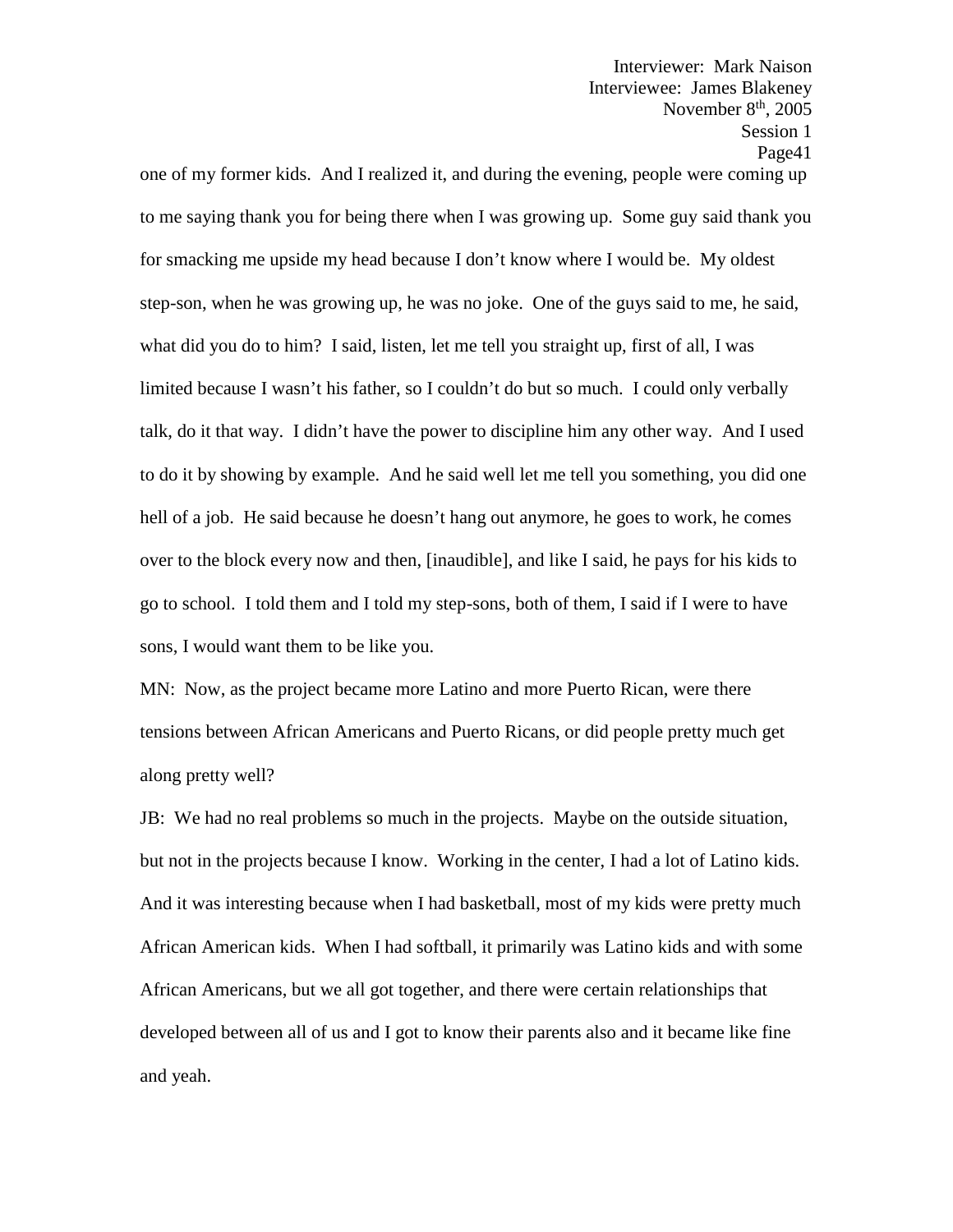one of my former kids. And I realized it, and during the evening, people were coming up to me saying thank you for being there when I was growing up. Some guy said thank you for smacking me upside my head because I don't know where I would be. My oldest step-son, when he was growing up, he was no joke. One of the guys said to me, he said, what did you do to him? I said, listen, let me tell you straight up, first of all, I was limited because I wasn't his father, so I couldn't do but so much. I could only verbally talk, do it that way. I didn't have the power to discipline him any other way. And I used to do it by showing by example. And he said well let me tell you something, you did one hell of a job. He said because he doesn't hang out anymore, he goes to work, he comes over to the block every now and then, [inaudible], and like I said, he pays for his kids to go to school. I told them and I told my step-sons, both of them, I said if I were to have sons, I would want them to be like you.

MN: Now, as the project became more Latino and more Puerto Rican, were there tensions between African Americans and Puerto Ricans, or did people pretty much get along pretty well?

JB: We had no real problems so much in the projects. Maybe on the outside situation, but not in the projects because I know. Working in the center, I had a lot of Latino kids. And it was interesting because when I had basketball, most of my kids were pretty much African American kids. When I had softball, it primarily was Latino kids and with some African Americans, but we all got together, and there were certain relationships that developed between all of us and I got to know their parents also and it became like fine and yeah.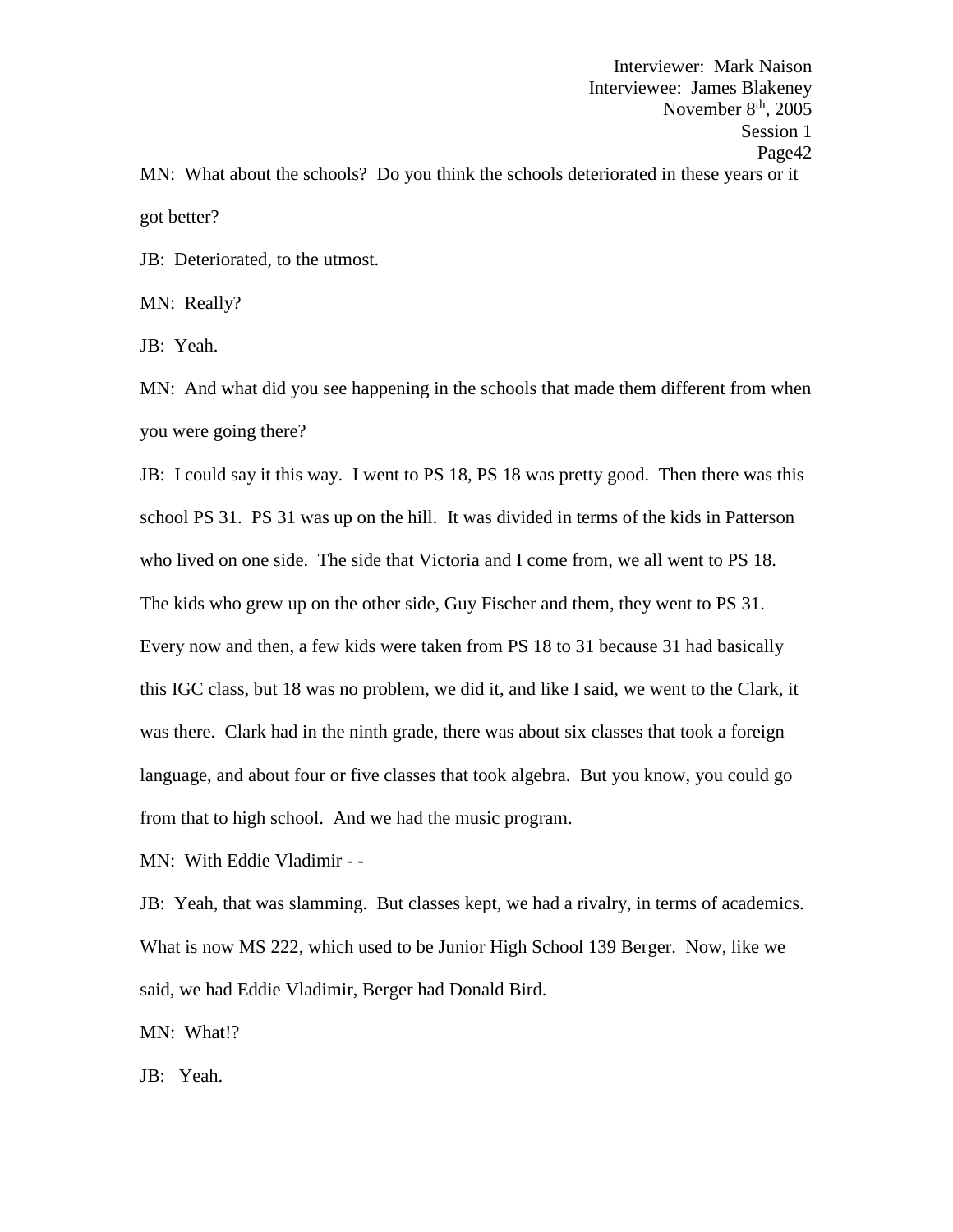MN: What about the schools? Do you think the schools deteriorated in these years or it got better?

JB: Deteriorated, to the utmost.

MN: Really?

JB: Yeah.

MN: And what did you see happening in the schools that made them different from when you were going there?

JB: I could say it this way. I went to PS 18, PS 18 was pretty good. Then there was this school PS 31. PS 31 was up on the hill. It was divided in terms of the kids in Patterson who lived on one side. The side that Victoria and I come from, we all went to PS 18. The kids who grew up on the other side, Guy Fischer and them, they went to PS 31. Every now and then, a few kids were taken from PS 18 to 31 because 31 had basically this IGC class, but 18 was no problem, we did it, and like I said, we went to the Clark, it was there. Clark had in the ninth grade, there was about six classes that took a foreign language, and about four or five classes that took algebra. But you know, you could go from that to high school. And we had the music program.

MN: With Eddie Vladimir - -

JB: Yeah, that was slamming. But classes kept, we had a rivalry, in terms of academics. What is now MS 222, which used to be Junior High School 139 Berger. Now, like we said, we had Eddie Vladimir, Berger had Donald Bird.

MN: What!?

JB: Yeah.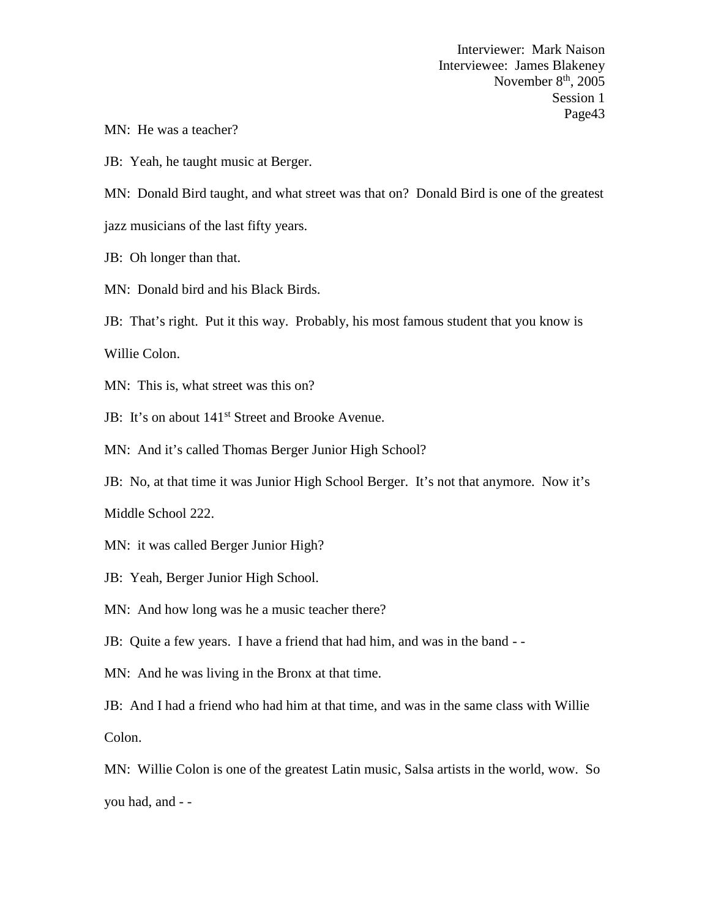MN: He was a teacher?

JB: Yeah, he taught music at Berger.

MN: Donald Bird taught, and what street was that on? Donald Bird is one of the greatest jazz musicians of the last fifty years.

JB: Oh longer than that.

MN: Donald bird and his Black Birds.

JB: That's right. Put it this way. Probably, his most famous student that you know is Willie Colon.

MN: This is, what street was this on?

JB: It's on about 141st Street and Brooke Avenue.

MN: And it's called Thomas Berger Junior High School?

JB: No, at that time it was Junior High School Berger. It's not that anymore. Now it's Middle School 222.

MN: it was called Berger Junior High?

JB: Yeah, Berger Junior High School.

MN: And how long was he a music teacher there?

JB: Quite a few years. I have a friend that had him, and was in the band - -

MN: And he was living in the Bronx at that time.

JB: And I had a friend who had him at that time, and was in the same class with Willie Colon.

MN: Willie Colon is one of the greatest Latin music, Salsa artists in the world, wow. So you had, and - -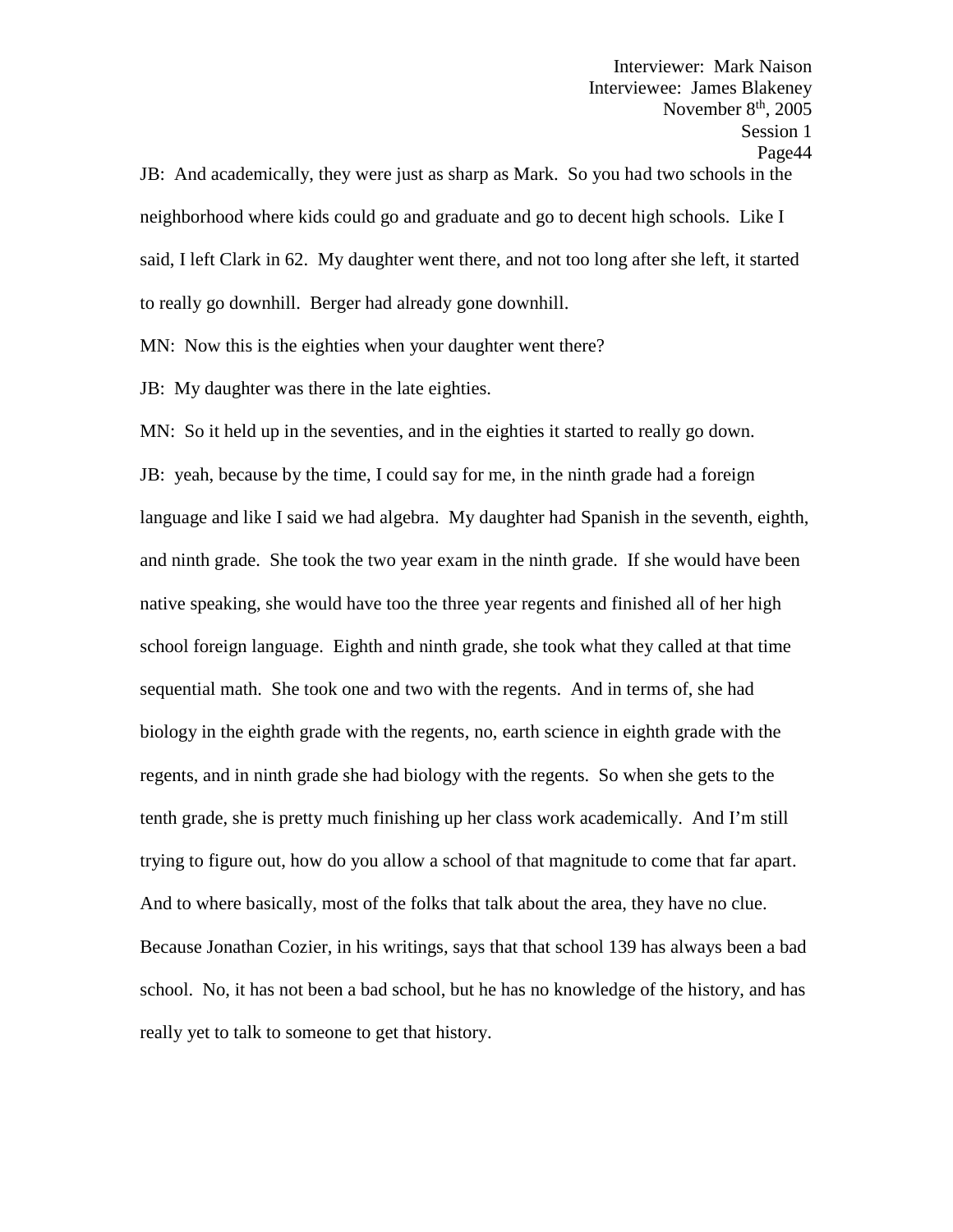JB: And academically, they were just as sharp as Mark. So you had two schools in the neighborhood where kids could go and graduate and go to decent high schools. Like I said, I left Clark in 62. My daughter went there, and not too long after she left, it started to really go downhill. Berger had already gone downhill.

MN: Now this is the eighties when your daughter went there?

JB: My daughter was there in the late eighties.

MN: So it held up in the seventies, and in the eighties it started to really go down.

JB: yeah, because by the time, I could say for me, in the ninth grade had a foreign language and like I said we had algebra. My daughter had Spanish in the seventh, eighth, and ninth grade. She took the two year exam in the ninth grade. If she would have been native speaking, she would have too the three year regents and finished all of her high school foreign language. Eighth and ninth grade, she took what they called at that time sequential math. She took one and two with the regents. And in terms of, she had biology in the eighth grade with the regents, no, earth science in eighth grade with the regents, and in ninth grade she had biology with the regents. So when she gets to the tenth grade, she is pretty much finishing up her class work academically. And I'm still trying to figure out, how do you allow a school of that magnitude to come that far apart. And to where basically, most of the folks that talk about the area, they have no clue. Because Jonathan Cozier, in his writings, says that that school 139 has always been a bad school. No, it has not been a bad school, but he has no knowledge of the history, and has really yet to talk to someone to get that history.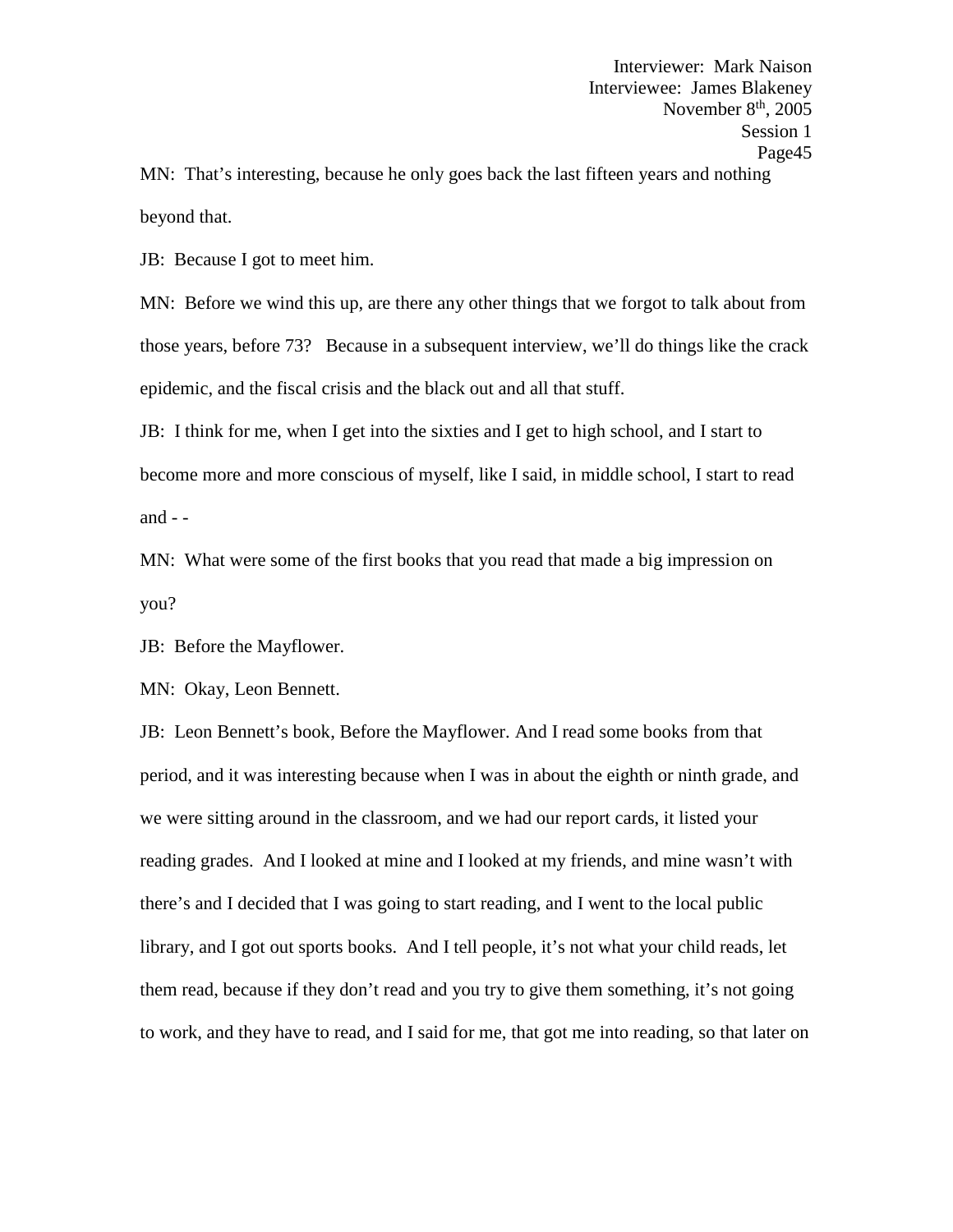MN: That's interesting, because he only goes back the last fifteen years and nothing beyond that.

JB: Because I got to meet him.

MN: Before we wind this up, are there any other things that we forgot to talk about from those years, before 73? Because in a subsequent interview, we'll do things like the crack epidemic, and the fiscal crisis and the black out and all that stuff.

JB: I think for me, when I get into the sixties and I get to high school, and I start to become more and more conscious of myself, like I said, in middle school, I start to read and - -

MN: What were some of the first books that you read that made a big impression on you?

JB: Before the Mayflower.

MN: Okay, Leon Bennett.

JB: Leon Bennett's book, Before the Mayflower. And I read some books from that period, and it was interesting because when I was in about the eighth or ninth grade, and we were sitting around in the classroom, and we had our report cards, it listed your reading grades. And I looked at mine and I looked at my friends, and mine wasn't with there's and I decided that I was going to start reading, and I went to the local public library, and I got out sports books. And I tell people, it's not what your child reads, let them read, because if they don't read and you try to give them something, it's not going to work, and they have to read, and I said for me, that got me into reading, so that later on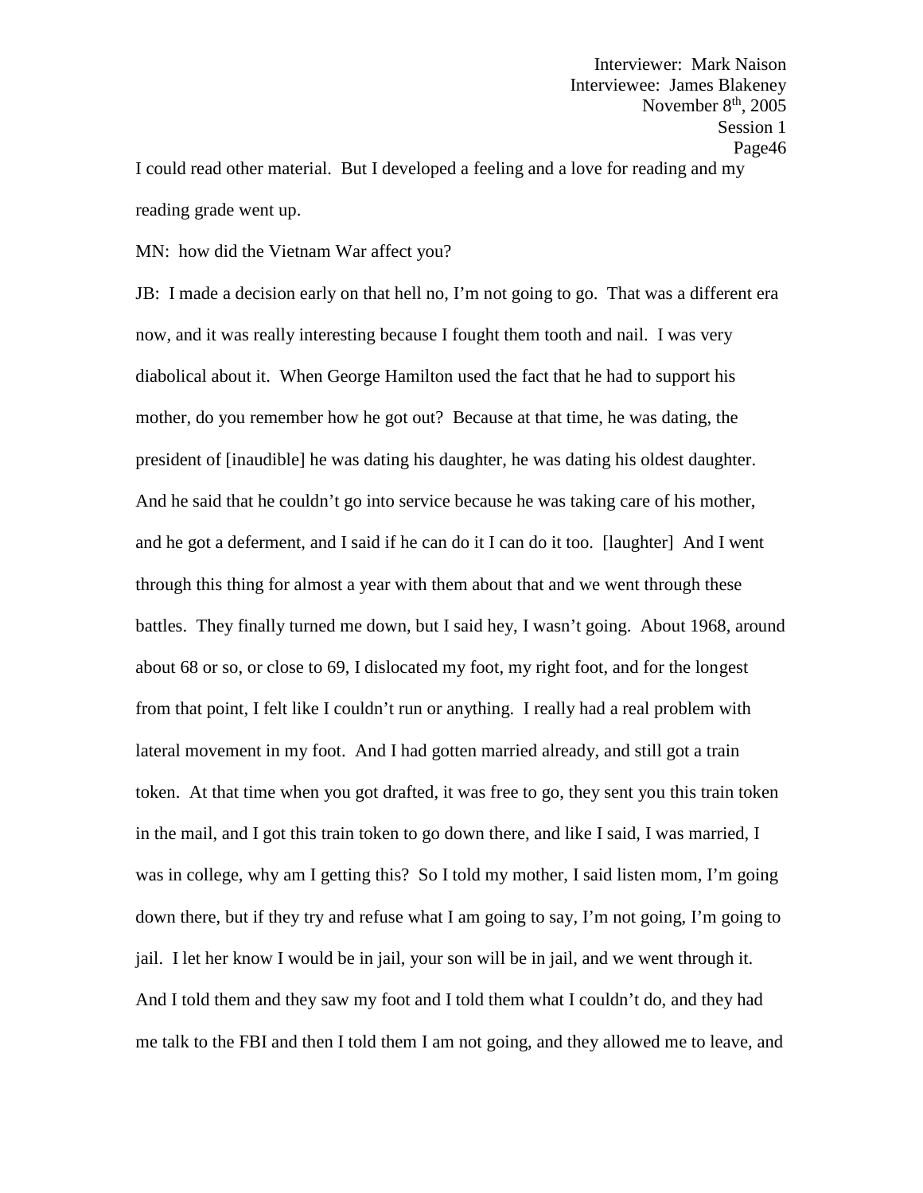I could read other material. But I developed a feeling and a love for reading and my reading grade went up.

MN: how did the Vietnam War affect you?

JB: I made a decision early on that hell no, I'm not going to go. That was a different era now, and it was really interesting because I fought them tooth and nail. I was very diabolical about it. When George Hamilton used the fact that he had to support his mother, do you remember how he got out? Because at that time, he was dating, the president of [inaudible] he was dating his daughter, he was dating his oldest daughter. And he said that he couldn't go into service because he was taking care of his mother, and he got a deferment, and I said if he can do it I can do it too. [laughter] And I went through this thing for almost a year with them about that and we went through these battles. They finally turned me down, but I said hey, I wasn't going. About 1968, around about 68 or so, or close to 69, I dislocated my foot, my right foot, and for the longest from that point, I felt like I couldn't run or anything. I really had a real problem with lateral movement in my foot. And I had gotten married already, and still got a train token. At that time when you got drafted, it was free to go, they sent you this train token in the mail, and I got this train token to go down there, and like I said, I was married, I was in college, why am I getting this? So I told my mother, I said listen mom, I'm going down there, but if they try and refuse what I am going to say, I'm not going, I'm going to jail. I let her know I would be in jail, your son will be in jail, and we went through it. And I told them and they saw my foot and I told them what I couldn't do, and they had me talk to the FBI and then I told them I am not going, and they allowed me to leave, and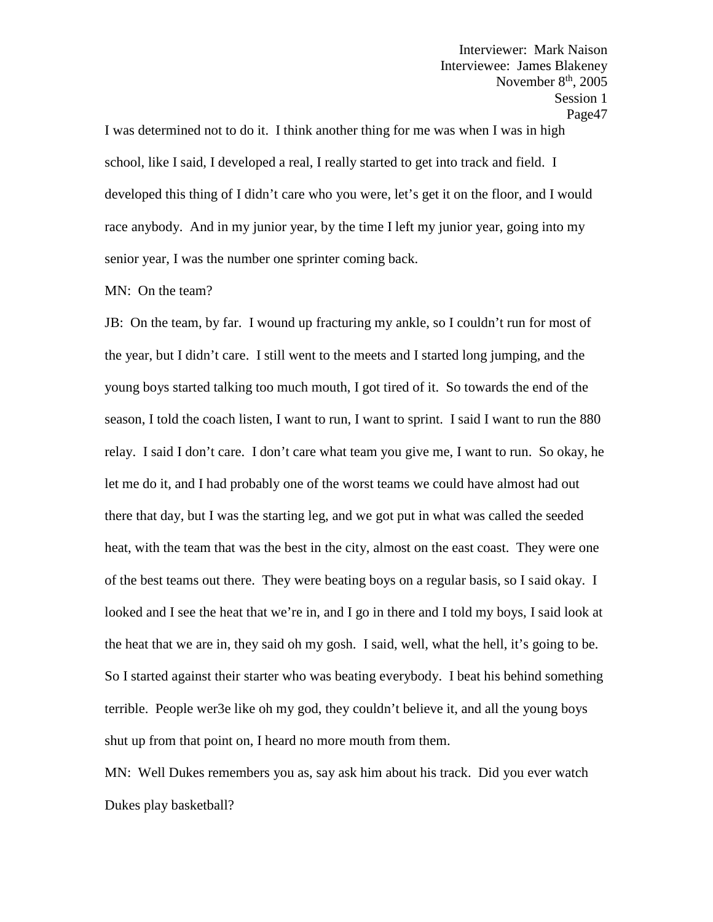I was determined not to do it. I think another thing for me was when I was in high school, like I said, I developed a real, I really started to get into track and field. I developed this thing of I didn't care who you were, let's get it on the floor, and I would race anybody. And in my junior year, by the time I left my junior year, going into my senior year, I was the number one sprinter coming back.

MN: On the team?

JB: On the team, by far. I wound up fracturing my ankle, so I couldn't run for most of the year, but I didn't care. I still went to the meets and I started long jumping, and the young boys started talking too much mouth, I got tired of it. So towards the end of the season, I told the coach listen, I want to run, I want to sprint. I said I want to run the 880 relay. I said I don't care. I don't care what team you give me, I want to run. So okay, he let me do it, and I had probably one of the worst teams we could have almost had out there that day, but I was the starting leg, and we got put in what was called the seeded heat, with the team that was the best in the city, almost on the east coast. They were one of the best teams out there. They were beating boys on a regular basis, so I said okay. I looked and I see the heat that we're in, and I go in there and I told my boys, I said look at the heat that we are in, they said oh my gosh. I said, well, what the hell, it's going to be. So I started against their starter who was beating everybody. I beat his behind something terrible. People wer3e like oh my god, they couldn't believe it, and all the young boys shut up from that point on, I heard no more mouth from them.

MN: Well Dukes remembers you as, say ask him about his track. Did you ever watch Dukes play basketball?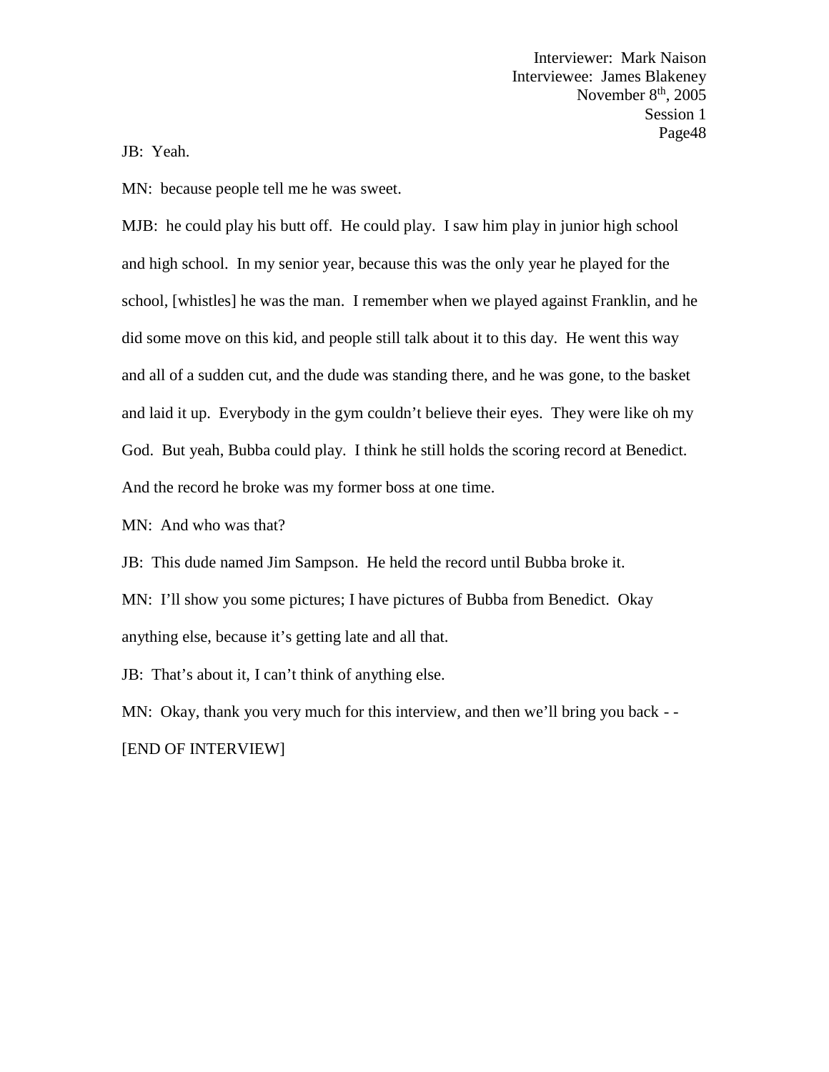JB: Yeah.

MN: because people tell me he was sweet.

MJB: he could play his butt off. He could play. I saw him play in junior high school and high school. In my senior year, because this was the only year he played for the school, [whistles] he was the man. I remember when we played against Franklin, and he did some move on this kid, and people still talk about it to this day. He went this way and all of a sudden cut, and the dude was standing there, and he was gone, to the basket and laid it up. Everybody in the gym couldn't believe their eyes. They were like oh my God. But yeah, Bubba could play. I think he still holds the scoring record at Benedict. And the record he broke was my former boss at one time.

MN: And who was that?

JB: This dude named Jim Sampson. He held the record until Bubba broke it.

MN: I'll show you some pictures; I have pictures of Bubba from Benedict. Okay anything else, because it's getting late and all that.

JB: That's about it, I can't think of anything else.

MN: Okay, thank you very much for this interview, and then we'll bring you back - -

[END OF INTERVIEW]